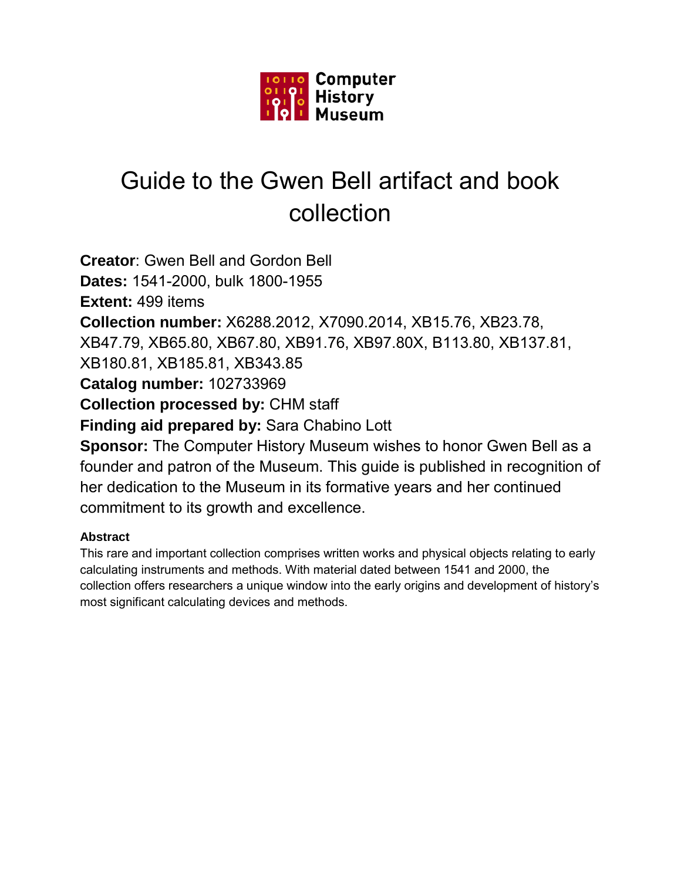Computer History Museum

# Guide to the Gwen Bell artifact and book collection

**Creator**: Gwen Bell and Gordon Bell
**Dates:** 1541-2000, bulk 1800-1955
**Extent:** 499 items
**Collection number:** X6288.2012, X7090.2014, XB15.76, XB23.78, XB47.79, XB65.80, XB67.80, XB91.76, XB97.80X, B113.80, XB137.81, XB180.81, XB185.81, XB343.85
**Catalog number:** 102733969
**Collection processed by:** CHM staff
**Finding aid prepared by:** Sara Chabino Lott
**Sponsor:** The Computer History Museum wishes to honor Gwen Bell as a founder and patron of the Museum. This guide is published in recognition of her dedication to the Museum in its formative years and her continued commitment to its growth and excellence.

#### Abstract

This rare and important collection comprises written works and physical objects relating to early calculating instruments and methods. With material dated between 1541 and 2000, the collection offers researchers a unique window into the early origins and development of history's most significant calculating devices and methods.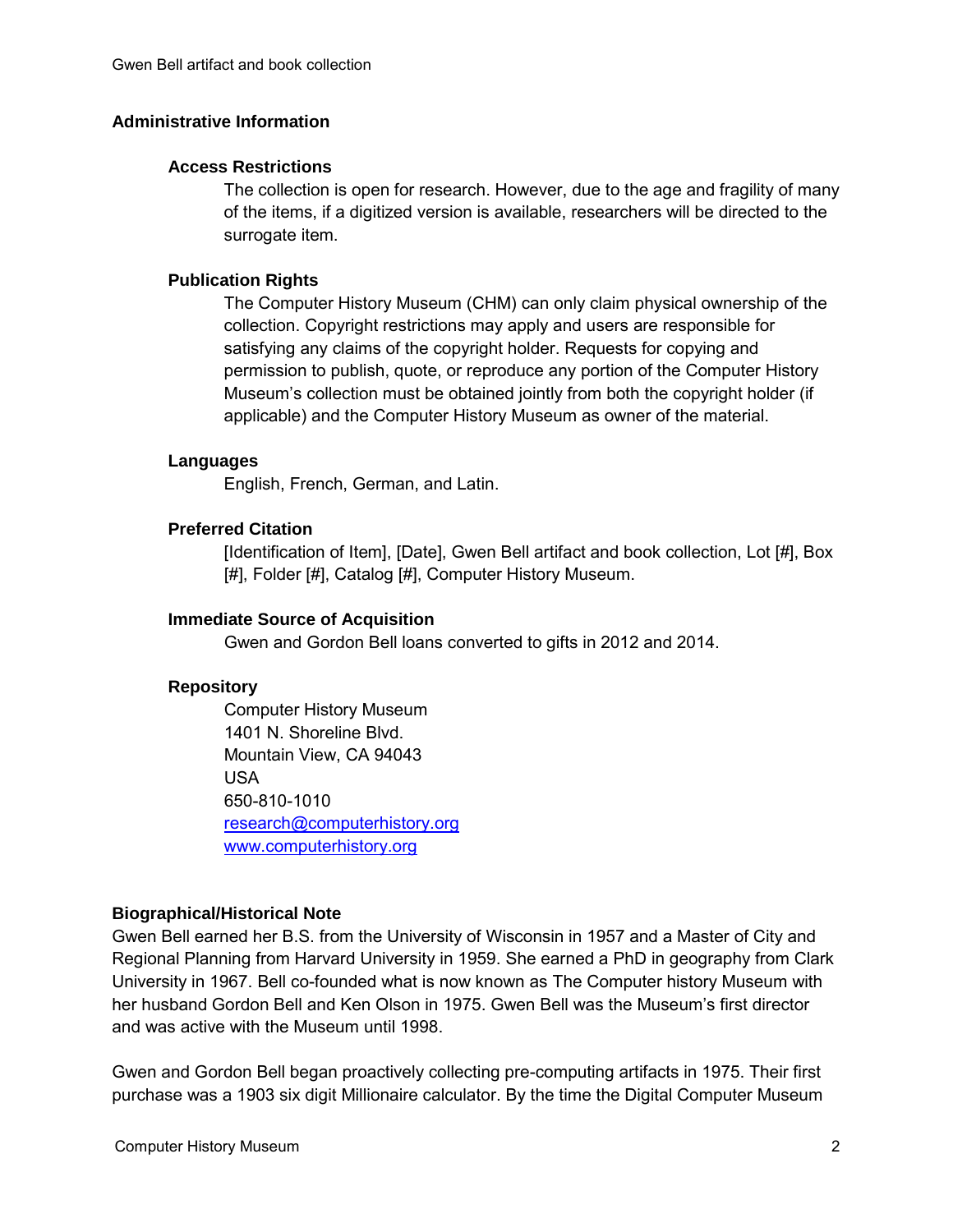## Administrative Information

### Access Restrictions

The collection is open for research. However, due to the age and fragility of many of the items, if a digitized version is available, researchers will be directed to the surrogate item.

### Publication Rights

The Computer History Museum (CHM) can only claim physical ownership of the collection. Copyright restrictions may apply and users are responsible for satisfying any claims of the copyright holder. Requests for copying and permission to publish, quote, or reproduce any portion of the Computer History Museum's collection must be obtained jointly from both the copyright holder (if applicable) and the Computer History Museum as owner of the material.

### Languages

English, French, German, and Latin.

### Preferred Citation

[Identification of Item], [Date], Gwen Bell artifact and book collection, Lot [#], Box [#], Folder [#], Catalog [#], Computer History Museum.

### Immediate Source of Acquisition

Gwen and Gordon Bell loans converted to gifts in 2012 and 2014.

### Repository

Computer History Museum
1401 N. Shoreline Blvd.
Mountain View, CA 94043
USA
650-810-1010
research@computerhistory.org
www.computerhistory.org

## Biographical/Historical Note

Gwen Bell earned her B.S. from the University of Wisconsin in 1957 and a Master of City and Regional Planning from Harvard University in 1959. She earned a PhD in geography from Clark University in 1967. Bell co-founded what is now known as The Computer history Museum with her husband Gordon Bell and Ken Olson in 1975. Gwen Bell was the Museum's first director and was active with the Museum until 1998.

Gwen and Gordon Bell began proactively collecting pre-computing artifacts in 1975. Their first purchase was a 1903 six digit Millionaire calculator. By the time the Digital Computer Museum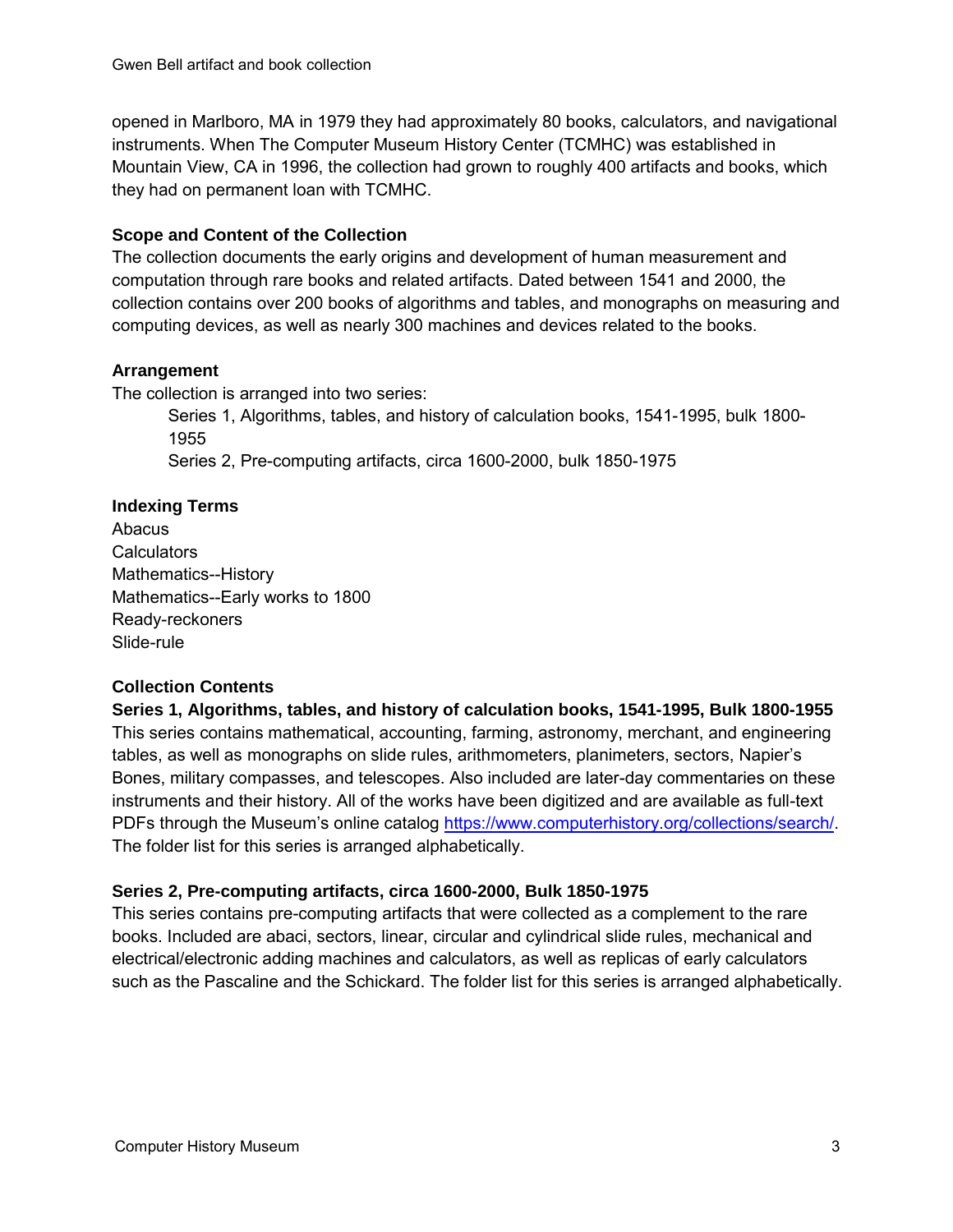opened in Marlboro, MA in 1979 they had approximately 80 books, calculators, and navigational instruments. When The Computer Museum History Center (TCMHC) was established in Mountain View, CA in 1996, the collection had grown to roughly 400 artifacts and books, which they had on permanent loan with TCMHC.

### Scope and Content of the Collection

The collection documents the early origins and development of human measurement and computation through rare books and related artifacts. Dated between 1541 and 2000, the collection contains over 200 books of algorithms and tables, and monographs on measuring and computing devices, as well as nearly 300 machines and devices related to the books.

### Arrangement

The collection is arranged into two series:

- Series 1, Algorithms, tables, and history of calculation books, 1541-1995, bulk 1800-1955
- Series 2, Pre-computing artifacts, circa 1600-2000, bulk 1850-1975

### Indexing Terms

Abacus
Calculators
Mathematics--History
Mathematics--Early works to 1800
Ready-reckoners
Slide-rule

### Collection Contents

#### Series 1, Algorithms, tables, and history of calculation books, 1541-1995, Bulk 1800-1955

This series contains mathematical, accounting, farming, astronomy, merchant, and engineering tables, as well as monographs on slide rules, arithmometers, planimeters, sectors, Napier's Bones, military compasses, and telescopes. Also included are later-day commentaries on these instruments and their history. All of the works have been digitized and are available as full-text PDFs through the Museum's online catalog [https://www.computerhistory.org/collections/search/](https://www.computerhistory.org/collections/search/). The folder list for this series is arranged alphabetically.

#### Series 2, Pre-computing artifacts, circa 1600-2000, Bulk 1850-1975

This series contains pre-computing artifacts that were collected as a complement to the rare books. Included are abaci, sectors, linear, circular and cylindrical slide rules, mechanical and electrical/electronic adding machines and calculators, as well as replicas of early calculators such as the Pascaline and the Schickard. The folder list for this series is arranged alphabetically.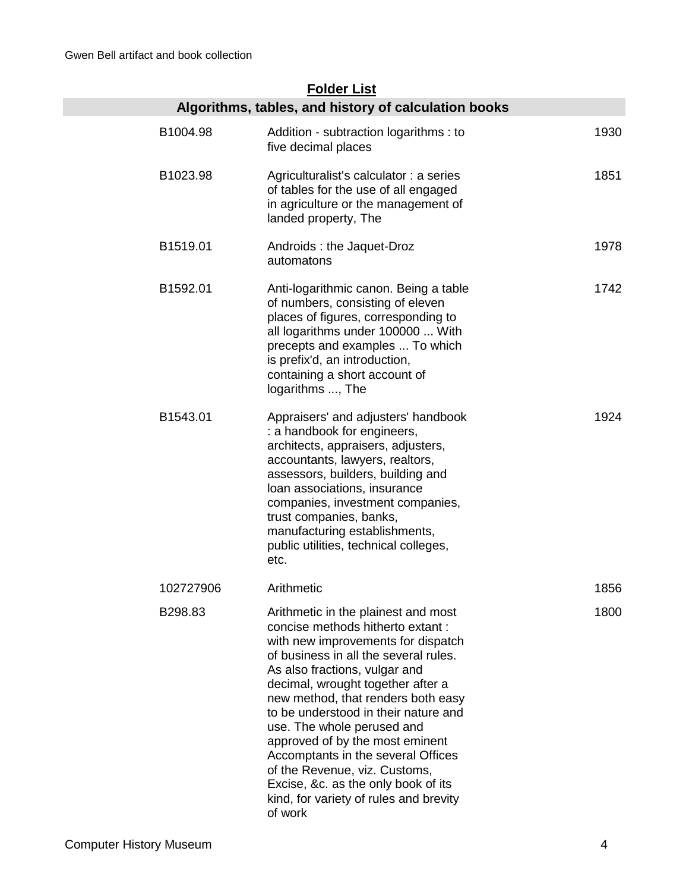## Folder List

### Algorithms, tables, and history of calculation books

| | | |
|---|---|---|
| B1004.98 | Addition - subtraction logarithms : to five decimal places | 1930 |
| B1023.98 | Agriculturalist's calculator : a series of tables for the use of all engaged in agriculture or the management of landed property, The | 1851 |
| B1519.01 | Androids : the Jaquet-Droz automatons | 1978 |
| B1592.01 | Anti-logarithmic canon. Being a table of numbers, consisting of eleven places of figures, corresponding to all logarithms under 100000 ... With precepts and examples ... To which is prefix'd, an introduction, containing a short account of logarithms ..., The | 1742 |
| B1543.01 | Appraisers' and adjusters' handbook : a handbook for engineers, architects, appraisers, adjusters, accountants, lawyers, realtors, assessors, builders, building and loan associations, insurance companies, investment companies, trust companies, banks, manufacturing establishments, public utilities, technical colleges, etc. | 1924 |
| 102727906 | Arithmetic | 1856 |
| B298.83 | Arithmetic in the plainest and most concise methods hitherto extant : with new improvements for dispatch of business in all the several rules. As also fractions, vulgar and decimal, wrought together after a new method, that renders both easy to be understood in their nature and use. The whole perused and approved of by the most eminent Accomptants in the several Offices of the Revenue, viz. Customs, Excise, &c. as the only book of its kind, for variety of rules and brevity of work | 1800 |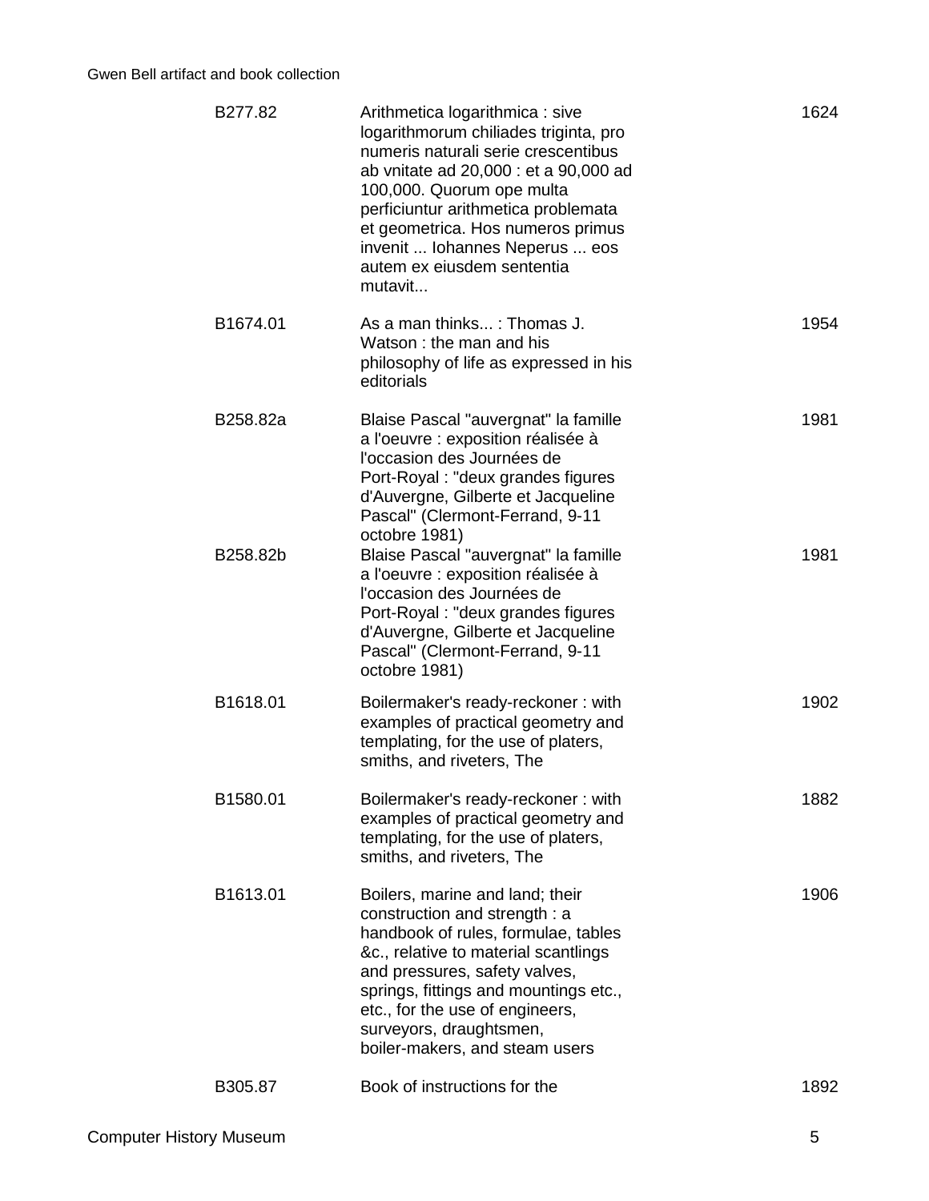| | | |
|---|---|---|
| B277.82 | Arithmetica logarithmica : sive logarithmorum chiliades triginta, pro numeris naturali serie crescentibus ab vnitate ad 20,000 : et a 90,000 ad 100,000. Quorum ope multa perficiuntur arithmetica problemata et geometrica. Hos numeros primus invenit ... Iohannes Neperus ... eos autem ex eiusdem sententia mutavit... | 1624 |
| B1674.01 | As a man thinks... : Thomas J. Watson : the man and his philosophy of life as expressed in his editorials | 1954 |
| B258.82a | Blaise Pascal "auvergnat" la famille a l'oeuvre : exposition réalisée à l'occasion des Journées de Port-Royal : "deux grandes figures d'Auvergne, Gilberte et Jacqueline Pascal" (Clermont-Ferrand, 9-11 octobre 1981) | 1981 |
| B258.82b | Blaise Pascal "auvergnat" la famille a l'oeuvre : exposition réalisée à l'occasion des Journées de Port-Royal : "deux grandes figures d'Auvergne, Gilberte et Jacqueline Pascal" (Clermont-Ferrand, 9-11 octobre 1981) | 1981 |
| B1618.01 | Boilermaker's ready-reckoner : with examples of practical geometry and templating, for the use of platers, smiths, and riveters, The | 1902 |
| B1580.01 | Boilermaker's ready-reckoner : with examples of practical geometry and templating, for the use of platers, smiths, and riveters, The | 1882 |
| B1613.01 | Boilers, marine and land; their construction and strength : a handbook of rules, formulae, tables &c., relative to material scantlings and pressures, safety valves, springs, fittings and mountings etc., etc., for the use of engineers, surveyors, draughtsmen, boiler-makers, and steam users | 1906 |
| B305.87 | Book of instructions for the | 1892 |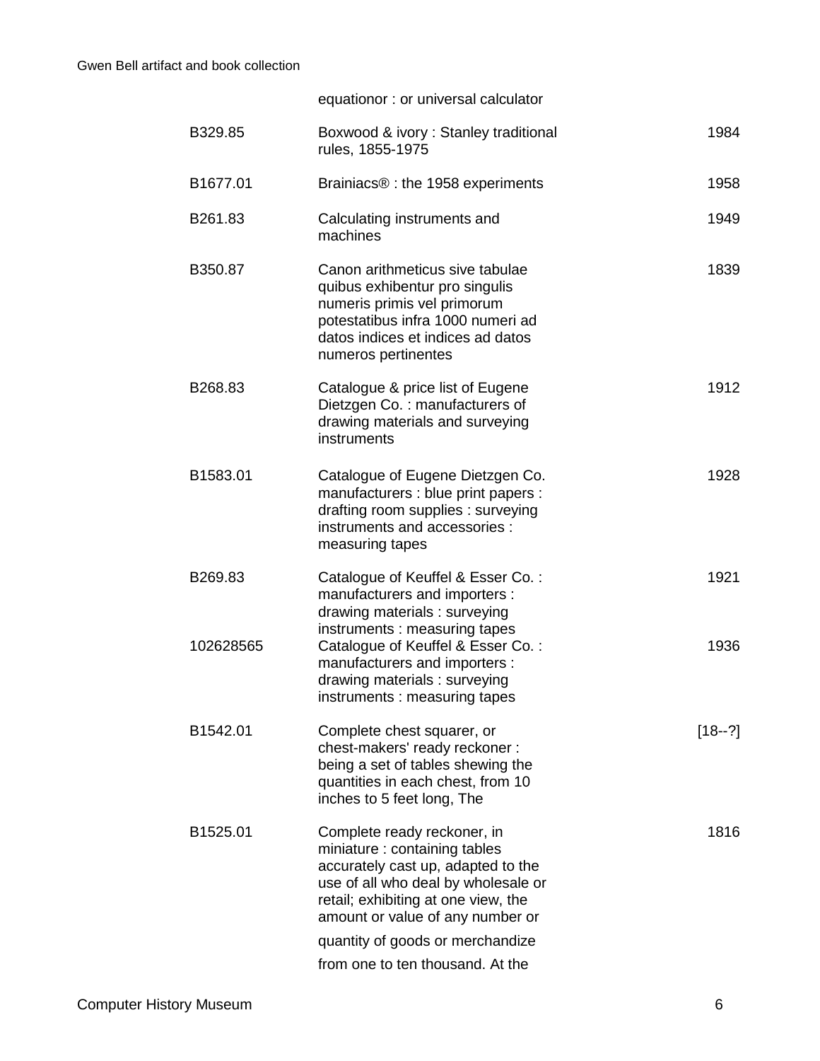| | | |
|---|---|---|
| | equationor : or universal calculator | |
| B329.85 | Boxwood & ivory : Stanley traditional rules, 1855-1975 | 1984 |
| B1677.01 | Brainiacs® : the 1958 experiments | 1958 |
| B261.83 | Calculating instruments and machines | 1949 |
| B350.87 | Canon arithmeticus sive tabulae quibus exhibentur pro singulis numeris primis vel primorum potestatibus infra 1000 numeri ad datos indices et indices ad datos numeros pertinentes | 1839 |
| B268.83 | Catalogue & price list of Eugene Dietzgen Co. : manufacturers of drawing materials and surveying instruments | 1912 |
| B1583.01 | Catalogue of Eugene Dietzgen Co. manufacturers : blue print papers : drafting room supplies : surveying instruments and accessories : measuring tapes | 1928 |
| B269.83 | Catalogue of Keuffel & Esser Co. : manufacturers and importers : drawing materials : surveying instruments : measuring tapes | 1921 |
| 102628565 | Catalogue of Keuffel & Esser Co. : manufacturers and importers : drawing materials : surveying instruments : measuring tapes | 1936 |
| B1542.01 | Complete chest squarer, or chest-makers' ready reckoner : being a set of tables shewing the quantities in each chest, from 10 inches to 5 feet long, The | [18--?] |
| B1525.01 | Complete ready reckoner, in miniature : containing tables accurately cast up, adapted to the use of all who deal by wholesale or retail; exhibiting at one view, the amount or value of any number or quantity of goods or merchandize from one to ten thousand. At the | 1816 |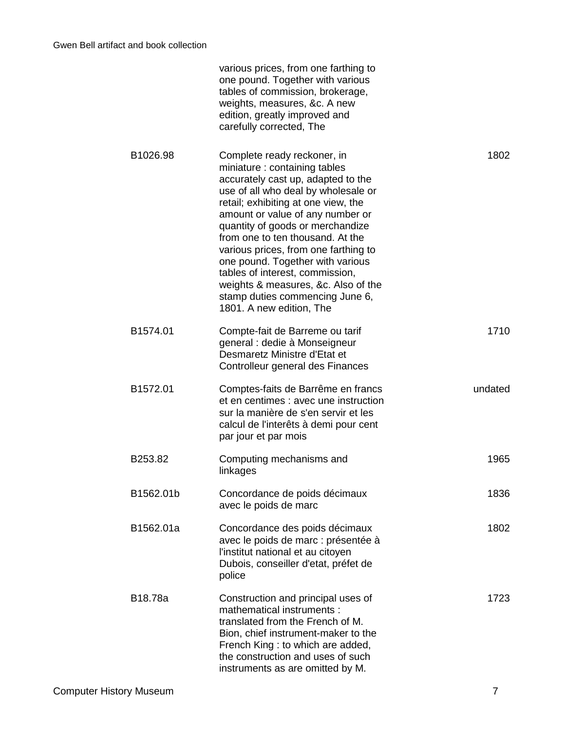| | | |
|---|---|---|
| | various prices, from one farthing to one pound. Together with various tables of commission, brokerage, weights, measures, &c. A new edition, greatly improved and carefully corrected, The | |
| B1026.98 | Complete ready reckoner, in miniature : containing tables accurately cast up, adapted to the use of all who deal by wholesale or retail; exhibiting at one view, the amount or value of any number or quantity of goods or merchandize from one to ten thousand. At the various prices, from one farthing to one pound. Together with various tables of interest, commission, weights & measures, &c. Also of the stamp duties commencing June 6, 1801. A new edition, The | 1802 |
| B1574.01 | Compte-fait de Barreme ou tarif general : dedie à Monseigneur Desmaretz Ministre d'Etat et Controlleur general des Finances | 1710 |
| B1572.01 | Comptes-faits de Barrême en francs et en centimes : avec une instruction sur la manière de s'en servir et les calcul de l'interêts à demi pour cent par jour et par mois | undated |
| B253.82 | Computing mechanisms and linkages | 1965 |
| B1562.01b | Concordance de poids décimaux avec le poids de marc | 1836 |
| B1562.01a | Concordance des poids décimaux avec le poids de marc : présentée à l'institut national et au citoyen Dubois, conseiller d'etat, préfet de police | 1802 |
| B18.78a | Construction and principal uses of mathematical instruments : translated from the French of M. Bion, chief instrument-maker to the French King : to which are added, the construction and uses of such instruments as are omitted by M. | 1723 |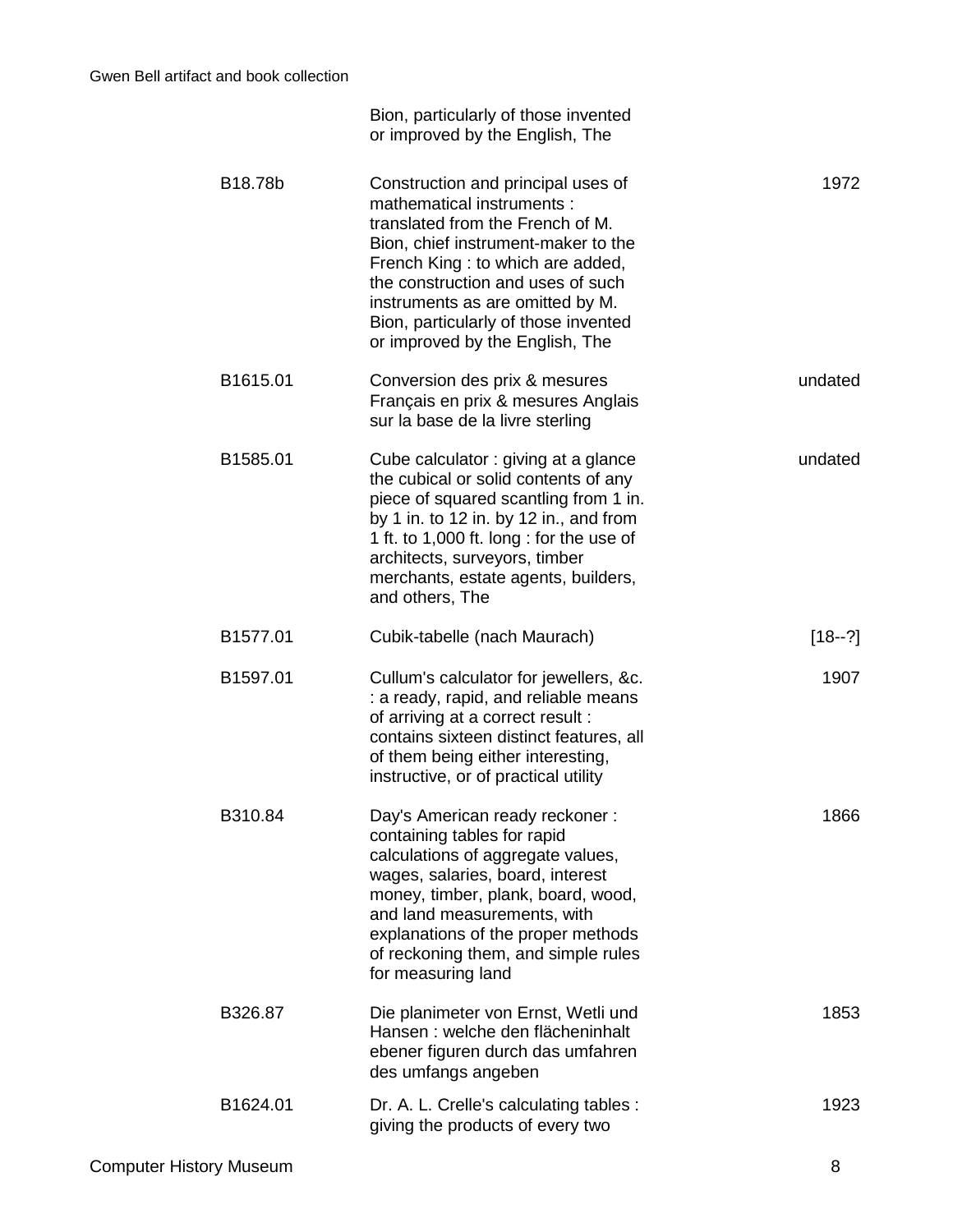| | | |
|---|---|---|
| | Bion, particularly of those invented or improved by the English, The | |
| B18.78b | Construction and principal uses of mathematical instruments : translated from the French of M. Bion, chief instrument-maker to the French King : to which are added, the construction and uses of such instruments as are omitted by M. Bion, particularly of those invented or improved by the English, The | 1972 |
| B1615.01 | Conversion des prix & mesures Français en prix & mesures Anglais sur la base de la livre sterling | undated |
| B1585.01 | Cube calculator : giving at a glance the cubical or solid contents of any piece of squared scantling from 1 in. by 1 in. to 12 in. by 12 in., and from 1 ft. to 1,000 ft. long : for the use of architects, surveyors, timber merchants, estate agents, builders, and others, The | undated |
| B1577.01 | Cubik-tabelle (nach Maurach) | [18--?] |
| B1597.01 | Cullum's calculator for jewellers, &c. : a ready, rapid, and reliable means of arriving at a correct result : contains sixteen distinct features, all of them being either interesting, instructive, or of practical utility | 1907 |
| B310.84 | Day's American ready reckoner : containing tables for rapid calculations of aggregate values, wages, salaries, board, interest money, timber, plank, board, wood, and land measurements, with explanations of the proper methods of reckoning them, and simple rules for measuring land | 1866 |
| B326.87 | Die planimeter von Ernst, Wetli und Hansen : welche den flächeninhalt ebener figuren durch das umfahren des umfangs angeben | 1853 |
| B1624.01 | Dr. A. L. Crelle's calculating tables : giving the products of every two | 1923 |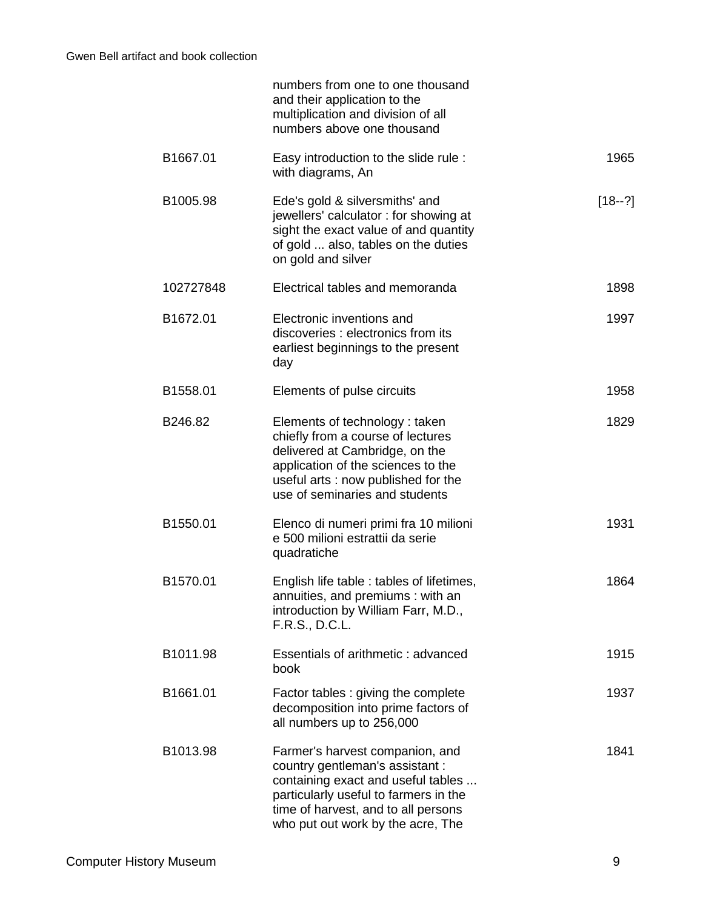| | | |
|---|---|---|
| | numbers from one to one thousand and their application to the multiplication and division of all numbers above one thousand | |
| B1667.01 | Easy introduction to the slide rule : with diagrams, An | 1965 |
| B1005.98 | Ede's gold & silversmiths' and jewellers' calculator : for showing at sight the exact value of and quantity of gold ... also, tables on the duties on gold and silver | [18--?] |
| 102727848 | Electrical tables and memoranda | 1898 |
| B1672.01 | Electronic inventions and discoveries : electronics from its earliest beginnings to the present day | 1997 |
| B1558.01 | Elements of pulse circuits | 1958 |
| B246.82 | Elements of technology : taken chiefly from a course of lectures delivered at Cambridge, on the application of the sciences to the useful arts : now published for the use of seminaries and students | 1829 |
| B1550.01 | Elenco di numeri primi fra 10 milioni e 500 milioni estrattii da serie quadratiche | 1931 |
| B1570.01 | English life table : tables of lifetimes, annuities, and premiums : with an introduction by William Farr, M.D., F.R.S., D.C.L. | 1864 |
| B1011.98 | Essentials of arithmetic : advanced book | 1915 |
| B1661.01 | Factor tables : giving the complete decomposition into prime factors of all numbers up to 256,000 | 1937 |
| B1013.98 | Farmer's harvest companion, and country gentleman's assistant : containing exact and useful tables ... particularly useful to farmers in the time of harvest, and to all persons who put out work by the acre, The | 1841 |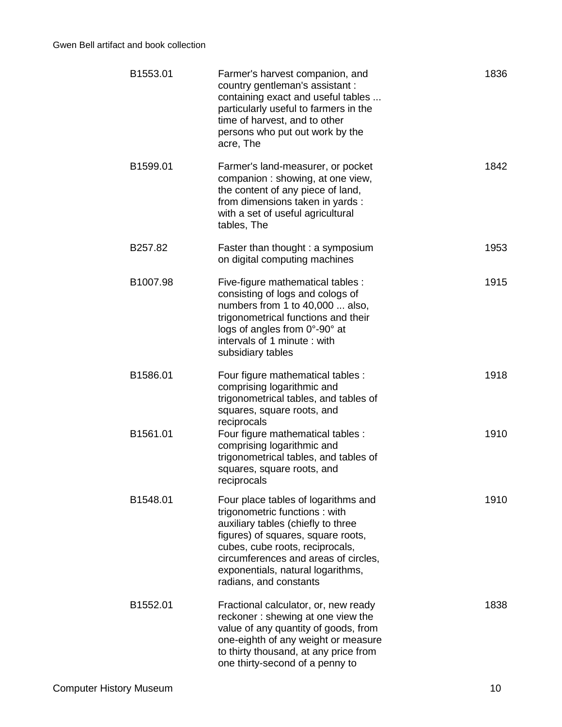| | | |
|---|---|---|
| B1553.01 | Farmer's harvest companion, and country gentleman's assistant : containing exact and useful tables ... particularly useful to farmers in the time of harvest, and to other persons who put out work by the acre, The | 1836 |
| B1599.01 | Farmer's land-measurer, or pocket companion : showing, at one view, the content of any piece of land, from dimensions taken in yards : with a set of useful agricultural tables, The | 1842 |
| B257.82 | Faster than thought : a symposium on digital computing machines | 1953 |
| B1007.98 | Five-figure mathematical tables : consisting of logs and cologs of numbers from 1 to 40,000 ... also, trigonometrical functions and their logs of angles from 0°-90° at intervals of 1 minute : with subsidiary tables | 1915 |
| B1586.01 | Four figure mathematical tables : comprising logarithmic and trigonometrical tables, and tables of squares, square roots, and reciprocals | 1918 |
| B1561.01 | Four figure mathematical tables : comprising logarithmic and trigonometrical tables, and tables of squares, square roots, and reciprocals | 1910 |
| B1548.01 | Four place tables of logarithms and trigonometric functions : with auxiliary tables (chiefly to three figures) of squares, square roots, cubes, cube roots, reciprocals, circumferences and areas of circles, exponentials, natural logarithms, radians, and constants | 1910 |
| B1552.01 | Fractional calculator, or, new ready reckoner : shewing at one view the value of any quantity of goods, from one-eighth of any weight or measure to thirty thousand, at any price from one thirty-second of a penny to | 1838 |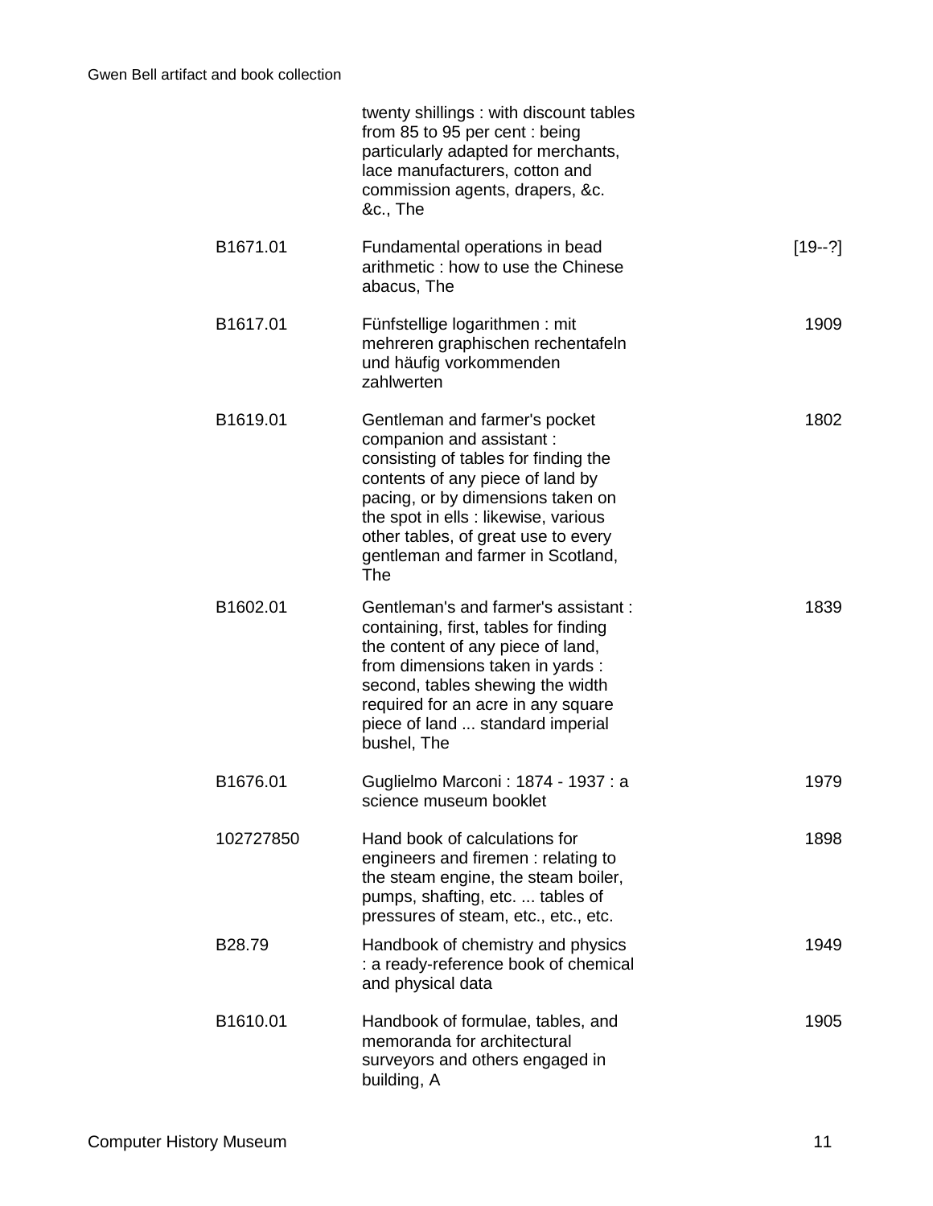| | | |
|---|---|---|
| | twenty shillings : with discount tables from 85 to 95 per cent : being particularly adapted for merchants, lace manufacturers, cotton and commission agents, drapers, &c. &c., The | |
| B1671.01 | Fundamental operations in bead arithmetic : how to use the Chinese abacus, The | [19--?] |
| B1617.01 | Fünfstellige logarithmen : mit mehreren graphischen rechentafeln und häufig vorkommenden zahlwerten | 1909 |
| B1619.01 | Gentleman and farmer's pocket companion and assistant : consisting of tables for finding the contents of any piece of land by pacing, or by dimensions taken on the spot in ells : likewise, various other tables, of great use to every gentleman and farmer in Scotland, The | 1802 |
| B1602.01 | Gentleman's and farmer's assistant : containing, first, tables for finding the content of any piece of land, from dimensions taken in yards : second, tables shewing the width required for an acre in any square piece of land ... standard imperial bushel, The | 1839 |
| B1676.01 | Guglielmo Marconi : 1874 - 1937 : a science museum booklet | 1979 |
| 102727850 | Hand book of calculations for engineers and firemen : relating to the steam engine, the steam boiler, pumps, shafting, etc. ... tables of pressures of steam, etc., etc., etc. | 1898 |
| B28.79 | Handbook of chemistry and physics : a ready-reference book of chemical and physical data | 1949 |
| B1610.01 | Handbook of formulae, tables, and memoranda for architectural surveyors and others engaged in building, A | 1905 |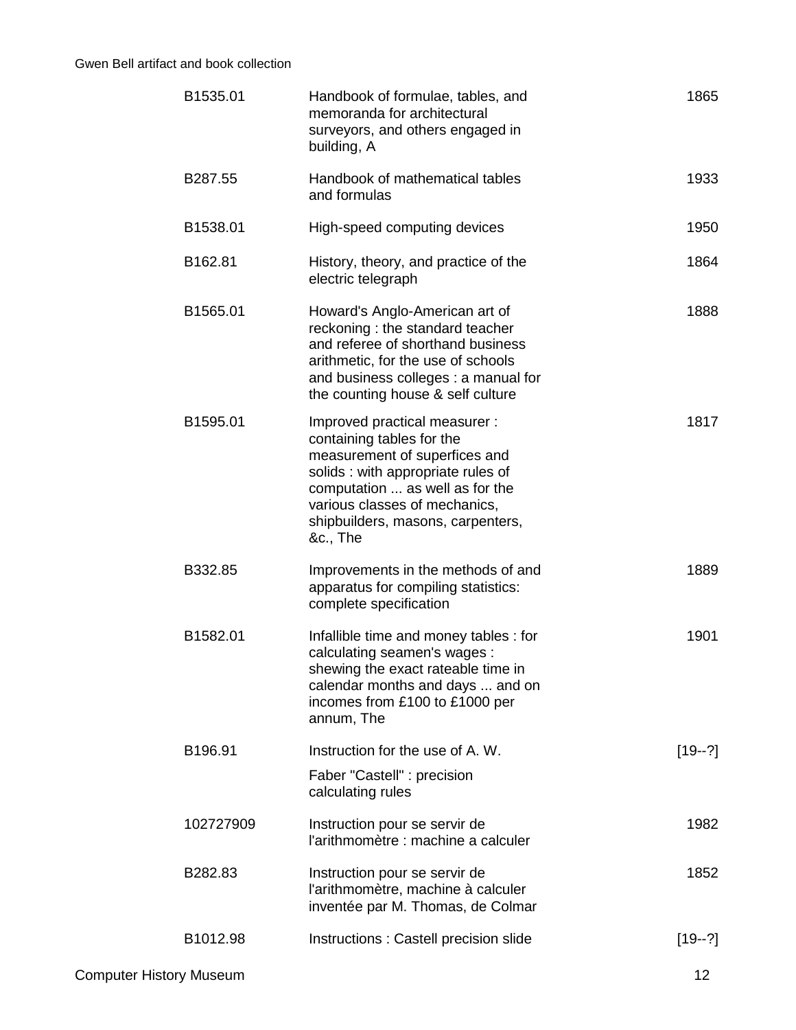| | | |
|---|---|---|
| B1535.01 | Handbook of formulae, tables, and memoranda for architectural surveyors, and others engaged in building, A | 1865 |
| B287.55 | Handbook of mathematical tables and formulas | 1933 |
| B1538.01 | High-speed computing devices | 1950 |
| B162.81 | History, theory, and practice of the electric telegraph | 1864 |
| B1565.01 | Howard's Anglo-American art of reckoning : the standard teacher and referee of shorthand business arithmetic, for the use of schools and business colleges : a manual for the counting house & self culture | 1888 |
| B1595.01 | Improved practical measurer : containing tables for the measurement of superfices and solids : with appropriate rules of computation ... as well as for the various classes of mechanics, shipbuilders, masons, carpenters, &c., The | 1817 |
| B332.85 | Improvements in the methods of and apparatus for compiling statistics: complete specification | 1889 |
| B1582.01 | Infallible time and money tables : for calculating seamen's wages : shewing the exact rateable time in calendar months and days ... and on incomes from £100 to £1000 per annum, The | 1901 |
| B196.91 | Instruction for the use of A. W. Faber "Castell" : precision calculating rules | [19--?] |
| 102727909 | Instruction pour se servir de l'arithmomètre : machine a calculer | 1982 |
| B282.83 | Instruction pour se servir de l'arithmomètre, machine à calculer inventée par M. Thomas, de Colmar | 1852 |
| B1012.98 | Instructions : Castell precision slide | [19--?] |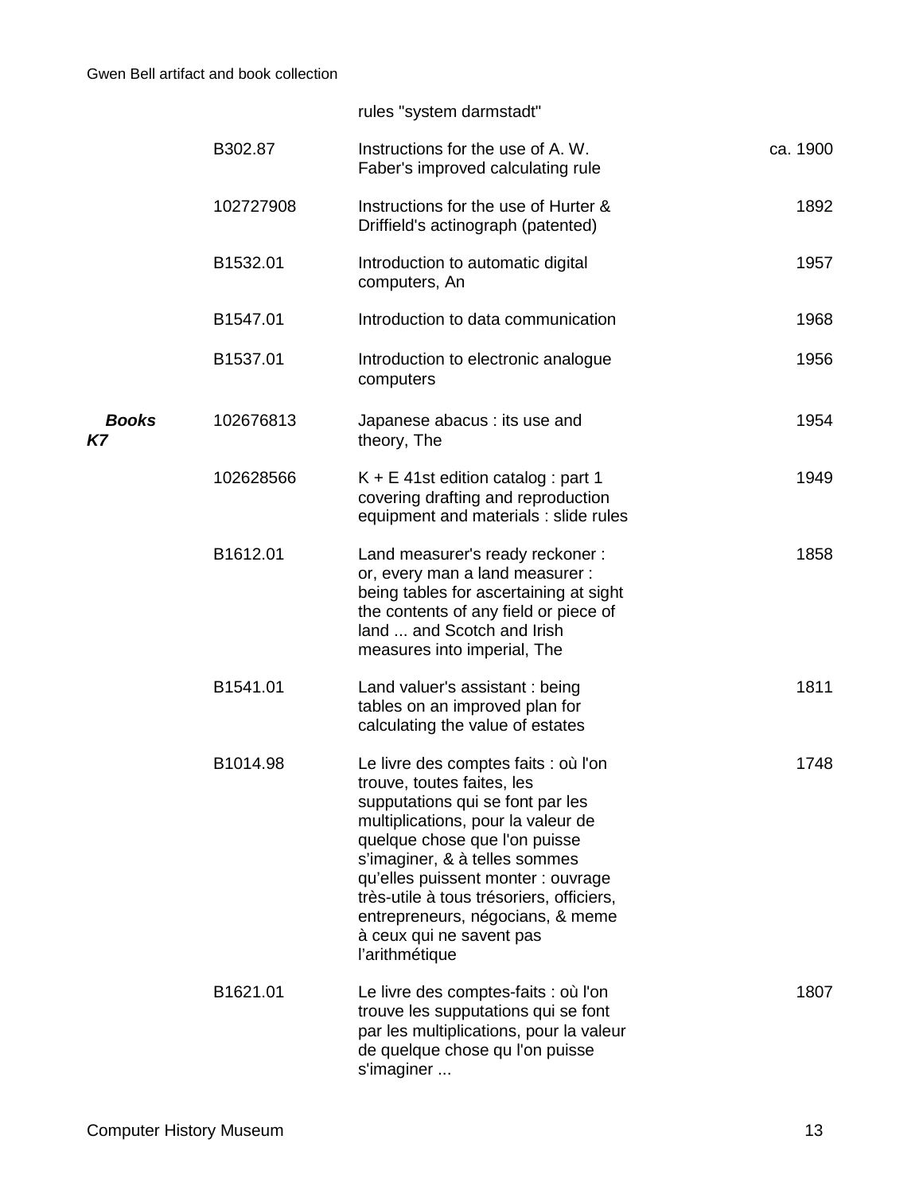| | | | |
|---|---|---|---|
| | | rules "system darmstadt" | |
| | B302.87 | Instructions for the use of A. W. Faber's improved calculating rule | ca. 1900 |
| | 102727908 | Instructions for the use of Hurter & Driffield's actinograph (patented) | 1892 |
| | B1532.01 | Introduction to automatic digital computers, An | 1957 |
| | B1547.01 | Introduction to data communication | 1968 |
| | B1537.01 | Introduction to electronic analogue computers | 1956 |
| ***Books K7*** | 102676813 | Japanese abacus : its use and theory, The | 1954 |
| | 102628566 | K + E 41st edition catalog : part 1 covering drafting and reproduction equipment and materials : slide rules | 1949 |
| | B1612.01 | Land measurer's ready reckoner : or, every man a land measurer : being tables for ascertaining at sight the contents of any field or piece of land ... and Scotch and Irish measures into imperial, The | 1858 |
| | B1541.01 | Land valuer's assistant : being tables on an improved plan for calculating the value of estates | 1811 |
| | B1014.98 | Le livre des comptes faits : où l'on trouve, toutes faites, les supputations qui se font par les multiplications, pour la valeur de quelque chose que l'on puisse s'imaginer, & à telles sommes qu'elles puissent monter : ouvrage très-utile à tous trésoriers, officiers, entrepreneurs, négocians, & meme à ceux qui ne savent pas l'arithmétique | 1748 |
| | B1621.01 | Le livre des comptes-faits : où l'on trouve les supputations qui se font par les multiplications, pour la valeur de quelque chose qu l'on puisse s'imaginer ... | 1807 |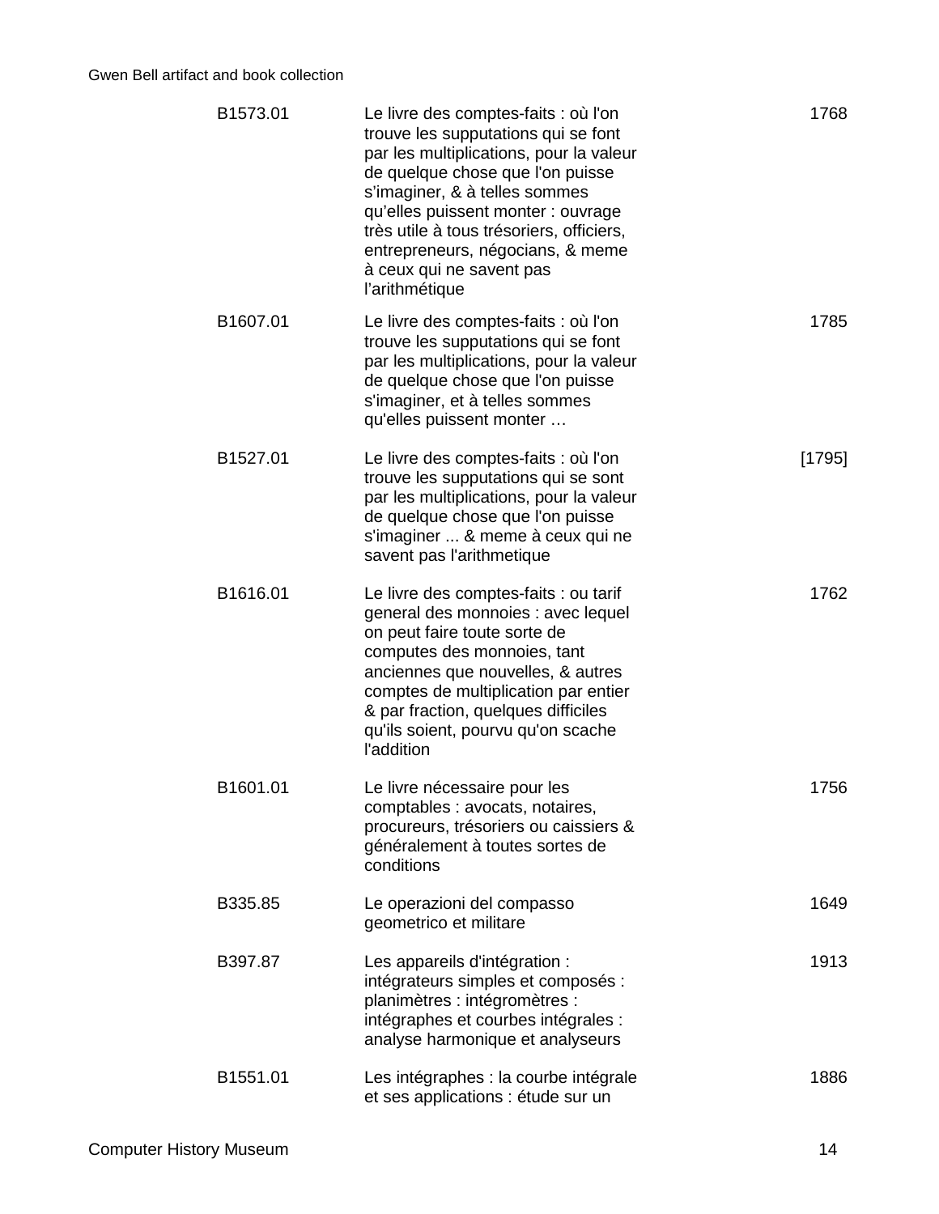| | | |
|---|---|---|
| B1573.01 | Le livre des comptes-faits : où l'on trouve les supputations qui se font par les multiplications, pour la valeur de quelque chose que l'on puisse s'imaginer, & à telles sommes qu'elles puissent monter : ouvrage très utile à tous trésoriers, officiers, entrepreneurs, négocians, & meme à ceux qui ne savent pas l'arithmétique | 1768 |
| B1607.01 | Le livre des comptes-faits : où l'on trouve les supputations qui se font par les multiplications, pour la valeur de quelque chose que l'on puisse s'imaginer, et à telles sommes qu'elles puissent monter … | 1785 |
| B1527.01 | Le livre des comptes-faits : où l'on trouve les supputations qui se sont par les multiplications, pour la valeur de quelque chose que l'on puisse s'imaginer ... & meme à ceux qui ne savent pas l'arithmetique | [1795] |
| B1616.01 | Le livre des comptes-faits : ou tarif general des monnoies : avec lequel on peut faire toute sorte de computes des monnoies, tant anciennes que nouvelles, & autres comptes de multiplication par entier & par fraction, quelques difficiles qu'ils soient, pourvu qu'on scache l'addition | 1762 |
| B1601.01 | Le livre nécessaire pour les comptables : avocats, notaires, procureurs, trésoriers ou caissiers & généralement à toutes sortes de conditions | 1756 |
| B335.85 | Le operazioni del compasso geometrico et militare | 1649 |
| B397.87 | Les appareils d'intégration : intégrateurs simples et composés : planimètres : intégromètres : intégraphes et courbes intégrales : analyse harmonique et analyseurs | 1913 |
| B1551.01 | Les intégraphes : la courbe intégrale et ses applications : étude sur un | 1886 |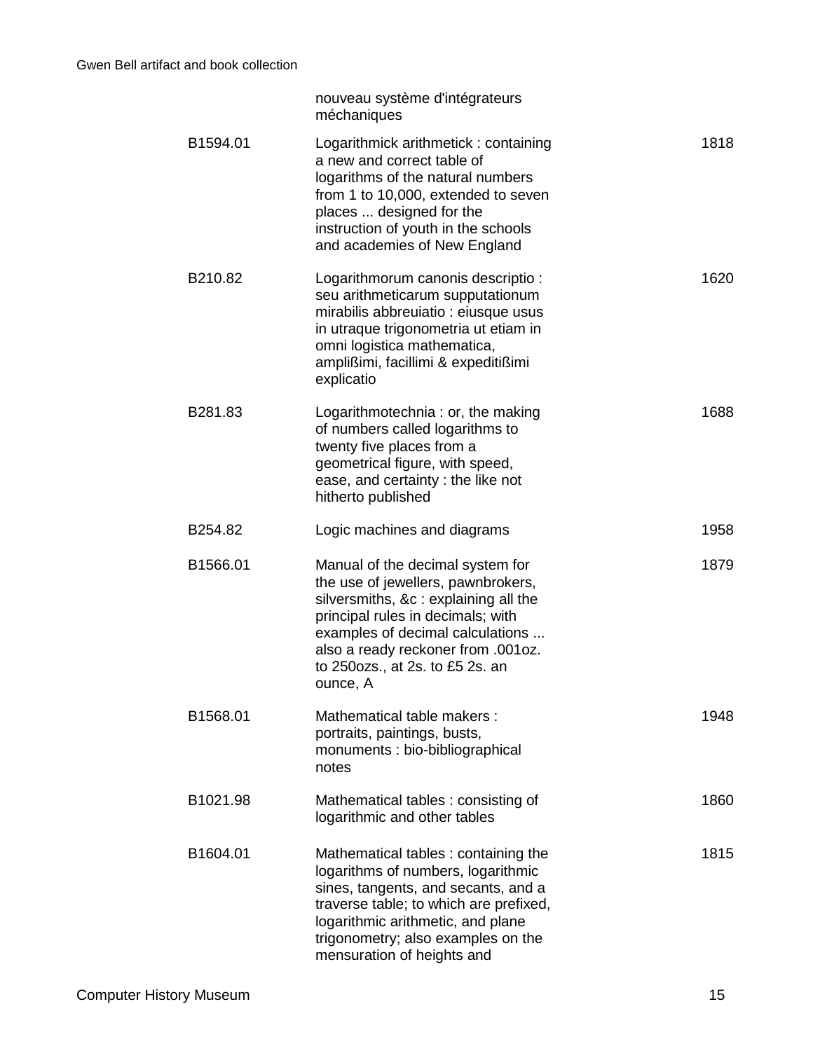| | | |
|---|---|---|
| | nouveau système d'intégrateurs méchaniques | |
| B1594.01 | Logarithmick arithmetick : containing a new and correct table of logarithms of the natural numbers from 1 to 10,000, extended to seven places ... designed for the instruction of youth in the schools and academies of New England | 1818 |
| B210.82 | Logarithmorum canonis descriptio : seu arithmeticarum supputationum mirabilis abbreuiatio : eiusque usus in utraque trigonometria ut etiam in omni logistica mathematica, amplißimi, facillimi & expeditißimi explicatio | 1620 |
| B281.83 | Logarithmotechnia : or, the making of numbers called logarithms to twenty five places from a geometrical figure, with speed, ease, and certainty : the like not hitherto published | 1688 |
| B254.82 | Logic machines and diagrams | 1958 |
| B1566.01 | Manual of the decimal system for the use of jewellers, pawnbrokers, silversmiths, &c : explaining all the principal rules in decimals; with examples of decimal calculations ... also a ready reckoner from .001oz. to 250ozs., at 2s. to £5 2s. an ounce, A | 1879 |
| B1568.01 | Mathematical table makers : portraits, paintings, busts, monuments : bio-bibliographical notes | 1948 |
| B1021.98 | Mathematical tables : consisting of logarithmic and other tables | 1860 |
| B1604.01 | Mathematical tables : containing the logarithms of numbers, logarithmic sines, tangents, and secants, and a traverse table; to which are prefixed, logarithmic arithmetic, and plane trigonometry; also examples on the mensuration of heights and | 1815 |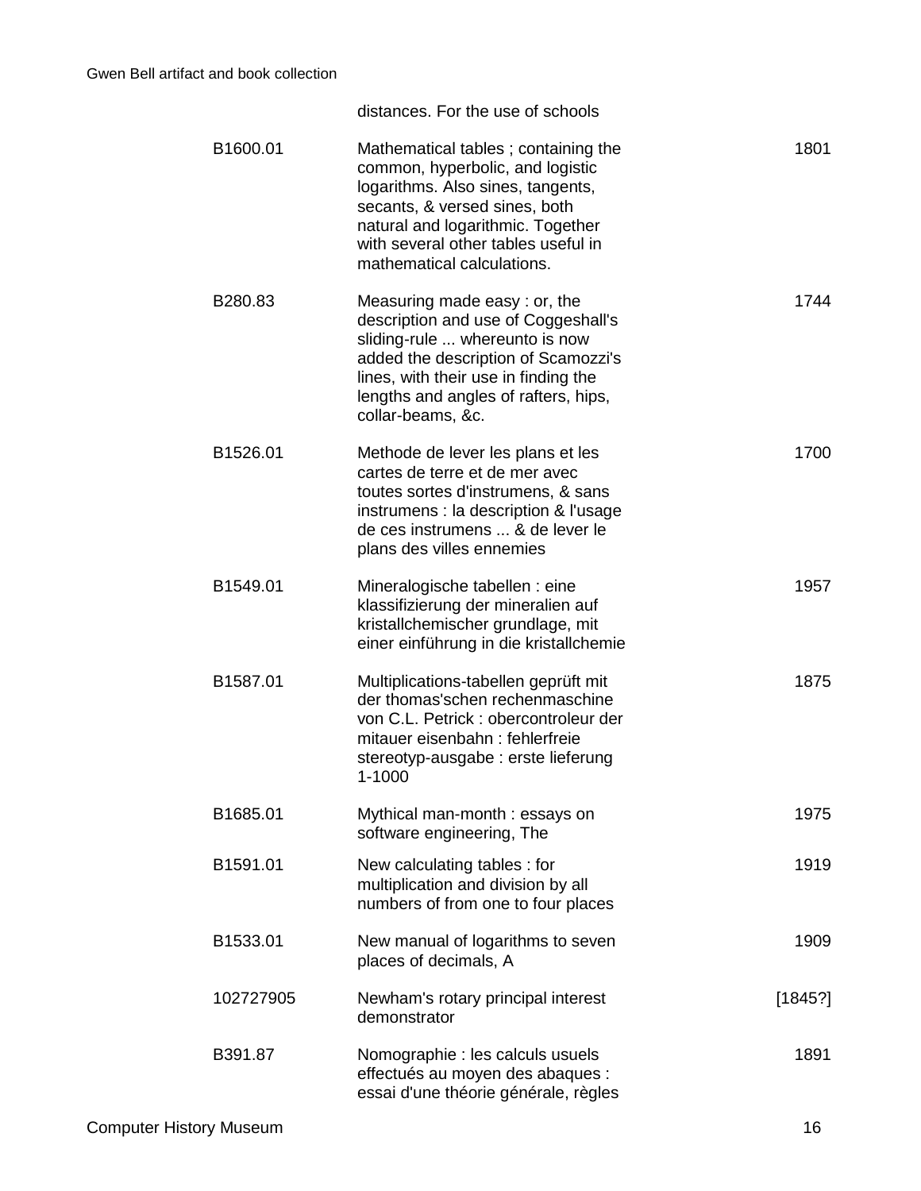| | | |
|---|---|---|
| | distances. For the use of schools | |
| B1600.01 | Mathematical tables ; containing the common, hyperbolic, and logistic logarithms. Also sines, tangents, secants, & versed sines, both natural and logarithmic. Together with several other tables useful in mathematical calculations. | 1801 |
| B280.83 | Measuring made easy : or, the description and use of Coggeshall's sliding-rule ... whereunto is now added the description of Scamozzi's lines, with their use in finding the lengths and angles of rafters, hips, collar-beams, &c. | 1744 |
| B1526.01 | Methode de lever les plans et les cartes de terre et de mer avec toutes sortes d'instrumens, & sans instrumens : la description & l'usage de ces instrumens ... & de lever le plans des villes ennemies | 1700 |
| B1549.01 | Mineralogische tabellen : eine klassifizierung der mineralien auf kristallchemischer grundlage, mit einer einführung in die kristallchemie | 1957 |
| B1587.01 | Multiplications-tabellen geprüft mit der thomas'schen rechenmaschine von C.L. Petrick : obercontroleur der mitauer eisenbahn : fehlerfreie stereotyp-ausgabe : erste lieferung 1-1000 | 1875 |
| B1685.01 | Mythical man-month : essays on software engineering, The | 1975 |
| B1591.01 | New calculating tables : for multiplication and division by all numbers of from one to four places | 1919 |
| B1533.01 | New manual of logarithms to seven places of decimals, A | 1909 |
| 102727905 | Newham's rotary principal interest demonstrator | [1845?] |
| B391.87 | Nomographie : les calculs usuels effectués au moyen des abaques : essai d'une théorie générale, règles | 1891 |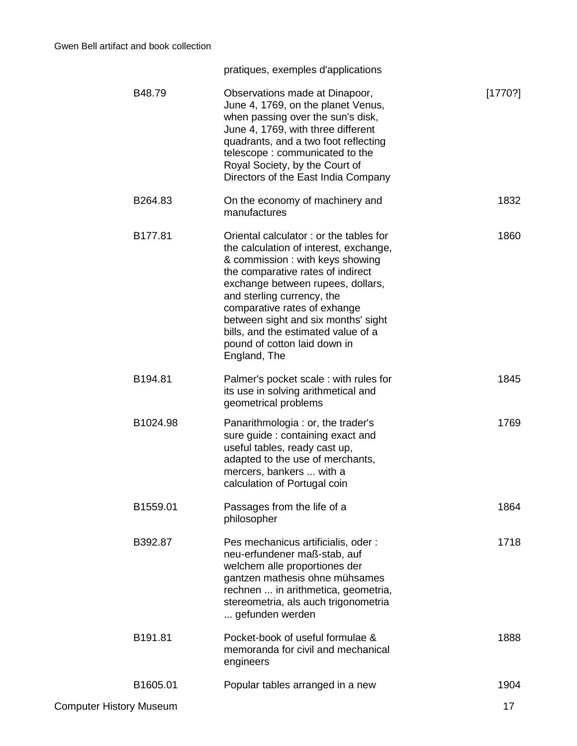| | | |
|---|---|---|
| | pratiques, exemples d'applications | |
| B48.79 | Observations made at Dinapoor, June 4, 1769, on the planet Venus, when passing over the sun's disk, June 4, 1769, with three different quadrants, and a two foot reflecting telescope : communicated to the Royal Society, by the Court of Directors of the East India Company | [1770?] |
| B264.83 | On the economy of machinery and manufactures | 1832 |
| B177.81 | Oriental calculator : or the tables for the calculation of interest, exchange, & commission : with keys showing the comparative rates of indirect exchange between rupees, dollars, and sterling currency, the comparative rates of exhange between sight and six months' sight bills, and the estimated value of a pound of cotton laid down in England, The | 1860 |
| B194.81 | Palmer's pocket scale : with rules for its use in solving arithmetical and geometrical problems | 1845 |
| B1024.98 | Panarithmologia : or, the trader's sure guide : containing exact and useful tables, ready cast up, adapted to the use of merchants, mercers, bankers ... with a calculation of Portugal coin | 1769 |
| B1559.01 | Passages from the life of a philosopher | 1864 |
| B392.87 | Pes mechanicus artificialis, oder : neu-erfundener maß-stab, auf welchem alle proportiones der gantzen mathesis ohne mühsames rechnen ... in arithmetica, geometria, stereometria, als auch trigonometria ... gefunden werden | 1718 |
| B191.81 | Pocket-book of useful formulae & memoranda for civil and mechanical engineers | 1888 |
| B1605.01 | Popular tables arranged in a new | 1904 |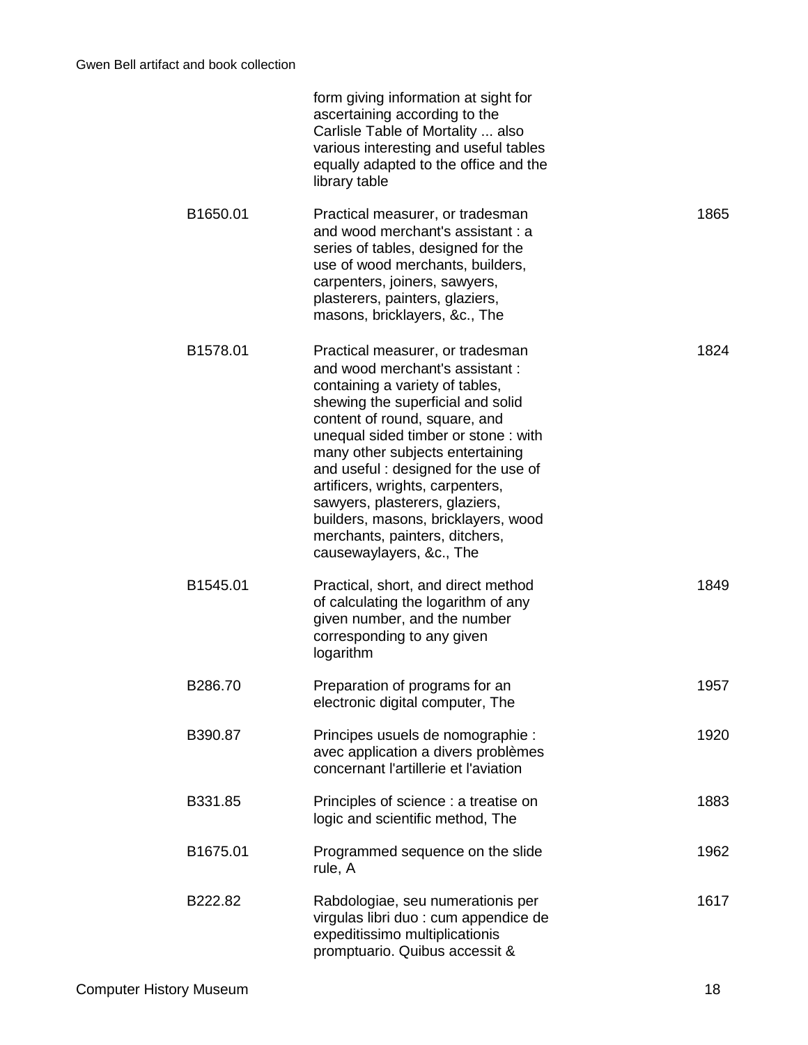| | | |
|---|---|---|
| | form giving information at sight for ascertaining according to the Carlisle Table of Mortality ... also various interesting and useful tables equally adapted to the office and the library table | |
| B1650.01 | Practical measurer, or tradesman and wood merchant's assistant : a series of tables, designed for the use of wood merchants, builders, carpenters, joiners, sawyers, plasterers, painters, glaziers, masons, bricklayers, &c., The | 1865 |
| B1578.01 | Practical measurer, or tradesman and wood merchant's assistant : containing a variety of tables, shewing the superficial and solid content of round, square, and unequal sided timber or stone : with many other subjects entertaining and useful : designed for the use of artificers, wrights, carpenters, sawyers, plasterers, glaziers, builders, masons, bricklayers, wood merchants, painters, ditchers, causewaylayers, &c., The | 1824 |
| B1545.01 | Practical, short, and direct method of calculating the logarithm of any given number, and the number corresponding to any given logarithm | 1849 |
| B286.70 | Preparation of programs for an electronic digital computer, The | 1957 |
| B390.87 | Principes usuels de nomographie : avec application a divers problèmes concernant l'artillerie et l'aviation | 1920 |
| B331.85 | Principles of science : a treatise on logic and scientific method, The | 1883 |
| B1675.01 | Programmed sequence on the slide rule, A | 1962 |
| B222.82 | Rabdologiae, seu numerationis per virgulas libri duo : cum appendice de expeditissimo multiplicationis promptuario. Quibus accessit & | 1617 |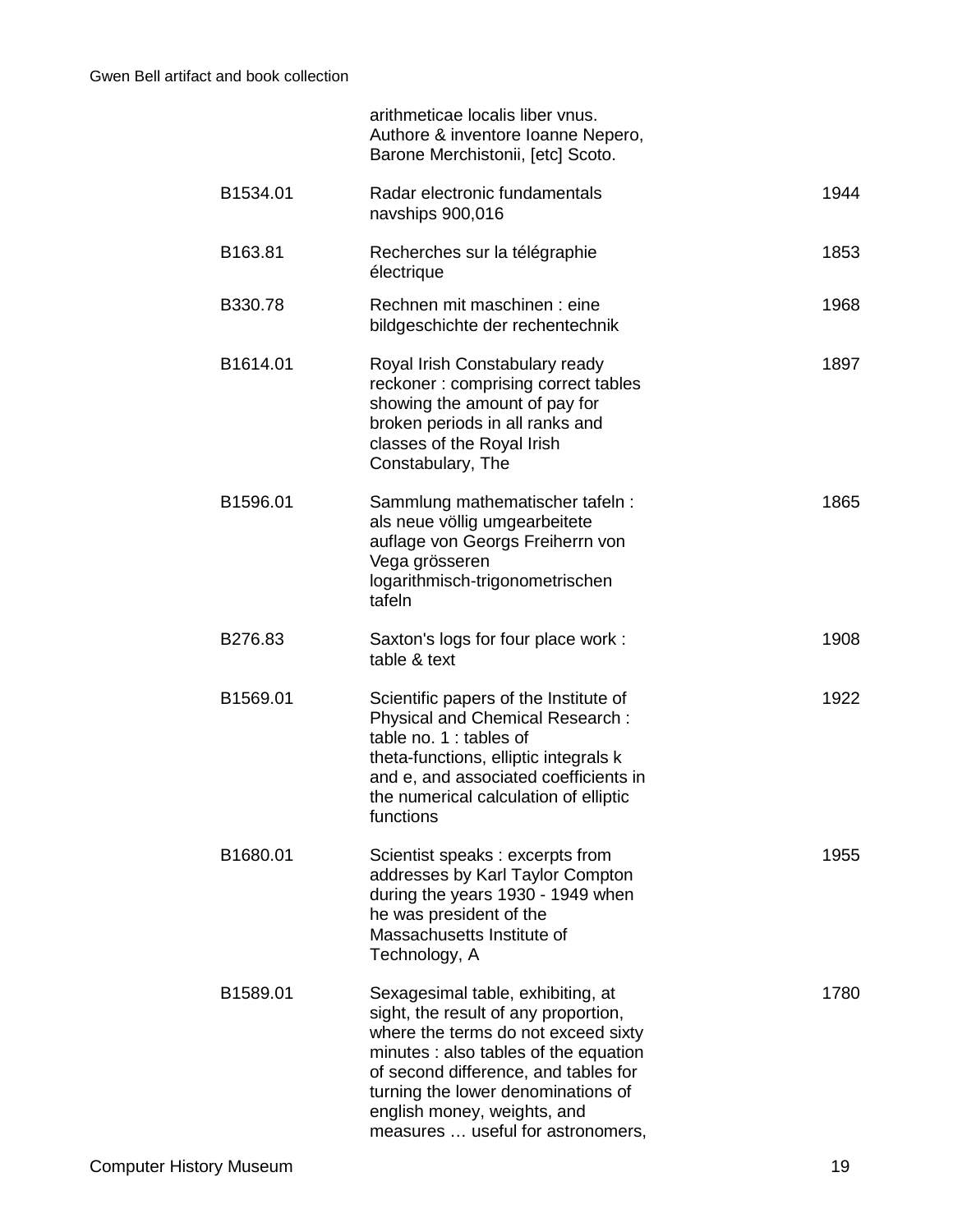| | | |
|---|---|---|
| | arithmeticae localis liber vnus. Authore & inventore Ioanne Nepero, Barone Merchistonii, [etc] Scoto. | |
| B1534.01 | Radar electronic fundamentals navships 900,016 | 1944 |
| B163.81 | Recherches sur la télégraphie électrique | 1853 |
| B330.78 | Rechnen mit maschinen : eine bildgeschichte der rechentechnik | 1968 |
| B1614.01 | Royal Irish Constabulary ready reckoner : comprising correct tables showing the amount of pay for broken periods in all ranks and classes of the Royal Irish Constabulary, The | 1897 |
| B1596.01 | Sammlung mathematischer tafeln : als neue völlig umgearbeitete auflage von Georgs Freiherrn von Vega grösseren logarithmisch-trigonometrischen tafeln | 1865 |
| B276.83 | Saxton's logs for four place work : table & text | 1908 |
| B1569.01 | Scientific papers of the Institute of Physical and Chemical Research : table no. 1 : tables of theta-functions, elliptic integrals k and e, and associated coefficients in the numerical calculation of elliptic functions | 1922 |
| B1680.01 | Scientist speaks : excerpts from addresses by Karl Taylor Compton during the years 1930 - 1949 when he was president of the Massachusetts Institute of Technology, A | 1955 |
| B1589.01 | Sexagesimal table, exhibiting, at sight, the result of any proportion, where the terms do not exceed sixty minutes : also tables of the equation of second difference, and tables for turning the lower denominations of english money, weights, and measures … useful for astronomers, | 1780 |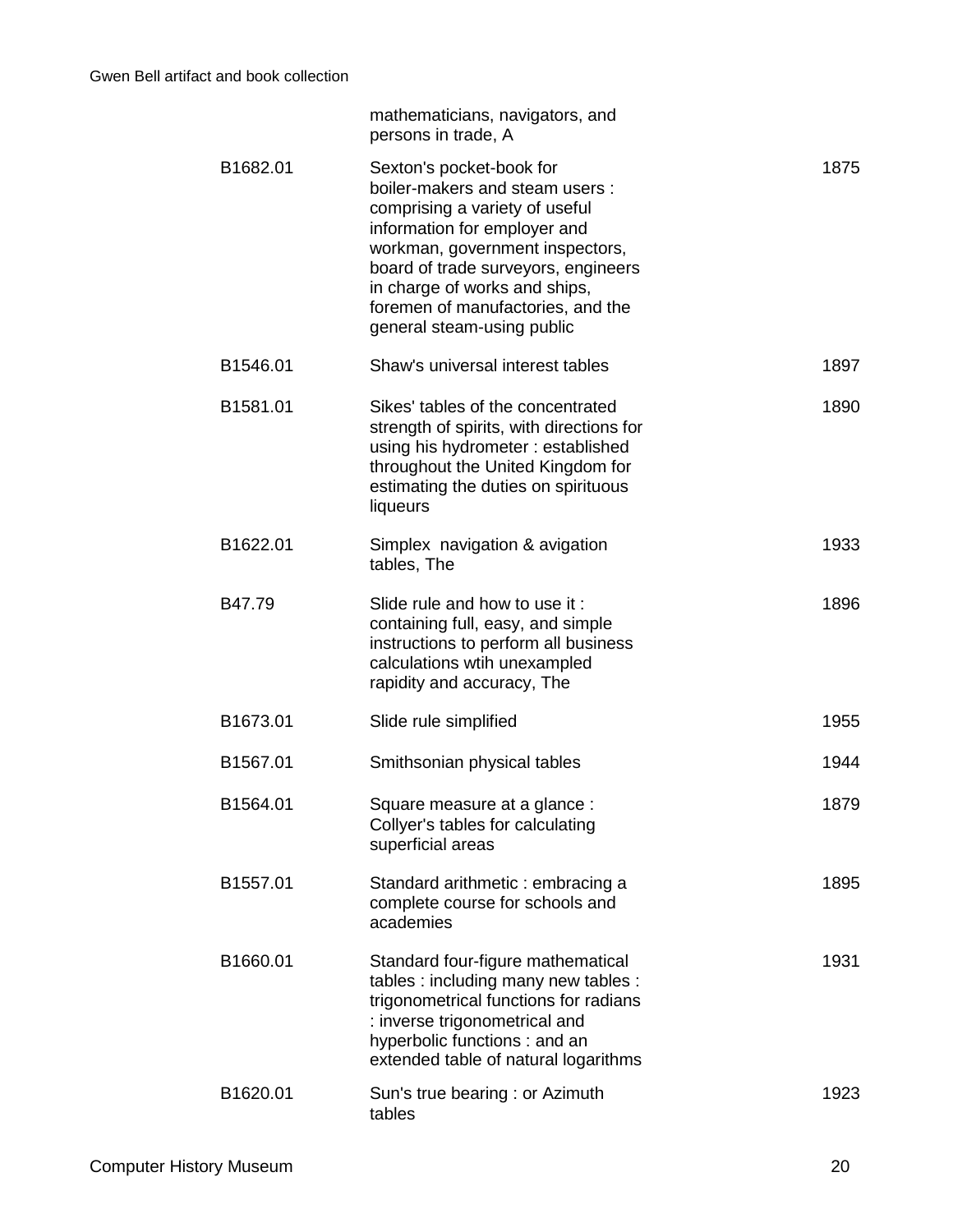| | | |
|---|---|---|
| | mathematicians, navigators, and persons in trade, A | |
| B1682.01 | Sexton's pocket-book for boiler-makers and steam users : comprising a variety of useful information for employer and workman, government inspectors, board of trade surveyors, engineers in charge of works and ships, foremen of manufactories, and the general steam-using public | 1875 |
| B1546.01 | Shaw's universal interest tables | 1897 |
| B1581.01 | Sikes' tables of the concentrated strength of spirits, with directions for using his hydrometer : established throughout the United Kingdom for estimating the duties on spirituous liqueurs | 1890 |
| B1622.01 | Simplex navigation & avigation tables, The | 1933 |
| B47.79 | Slide rule and how to use it : containing full, easy, and simple instructions to perform all business calculations wtih unexampled rapidity and accuracy, The | 1896 |
| B1673.01 | Slide rule simplified | 1955 |
| B1567.01 | Smithsonian physical tables | 1944 |
| B1564.01 | Square measure at a glance : Collyer's tables for calculating superficial areas | 1879 |
| B1557.01 | Standard arithmetic : embracing a complete course for schools and academies | 1895 |
| B1660.01 | Standard four-figure mathematical tables : including many new tables : trigonometrical functions for radians : inverse trigonometrical and hyperbolic functions : and an extended table of natural logarithms | 1931 |
| B1620.01 | Sun's true bearing : or Azimuth tables | 1923 |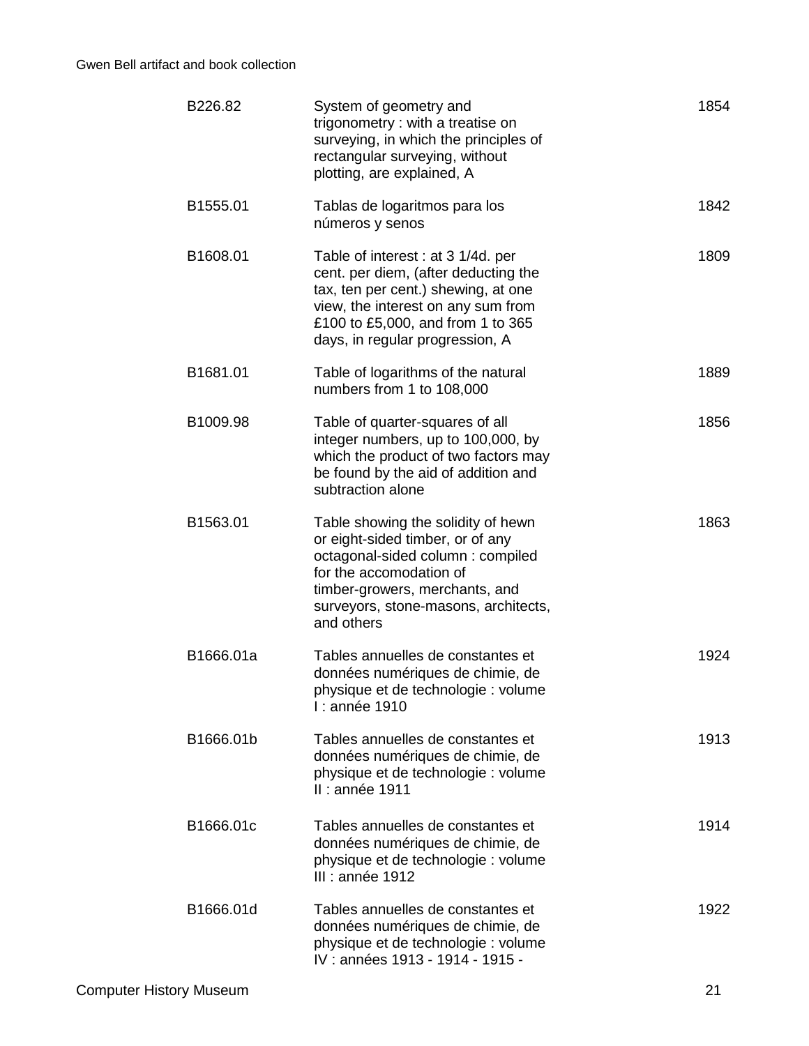| | | |
|---|---|---|
| B226.82 | System of geometry and trigonometry : with a treatise on surveying, in which the principles of rectangular surveying, without plotting, are explained, A | 1854 |
| B1555.01 | Tablas de logaritmos para los números y senos | 1842 |
| B1608.01 | Table of interest : at 3 1/4d. per cent. per diem, (after deducting the tax, ten per cent.) shewing, at one view, the interest on any sum from £100 to £5,000, and from 1 to 365 days, in regular progression, A | 1809 |
| B1681.01 | Table of logarithms of the natural numbers from 1 to 108,000 | 1889 |
| B1009.98 | Table of quarter-squares of all integer numbers, up to 100,000, by which the product of two factors may be found by the aid of addition and subtraction alone | 1856 |
| B1563.01 | Table showing the solidity of hewn or eight-sided timber, or of any octagonal-sided column : compiled for the accomodation of timber-growers, merchants, and surveyors, stone-masons, architects, and others | 1863 |
| B1666.01a | Tables annuelles de constantes et données numériques de chimie, de physique et de technologie : volume I : année 1910 | 1924 |
| B1666.01b | Tables annuelles de constantes et données numériques de chimie, de physique et de technologie : volume II : année 1911 | 1913 |
| B1666.01c | Tables annuelles de constantes et données numériques de chimie, de physique et de technologie : volume III : année 1912 | 1914 |
| B1666.01d | Tables annuelles de constantes et données numériques de chimie, de physique et de technologie : volume IV : années 1913 - 1914 - 1915 - | 1922 |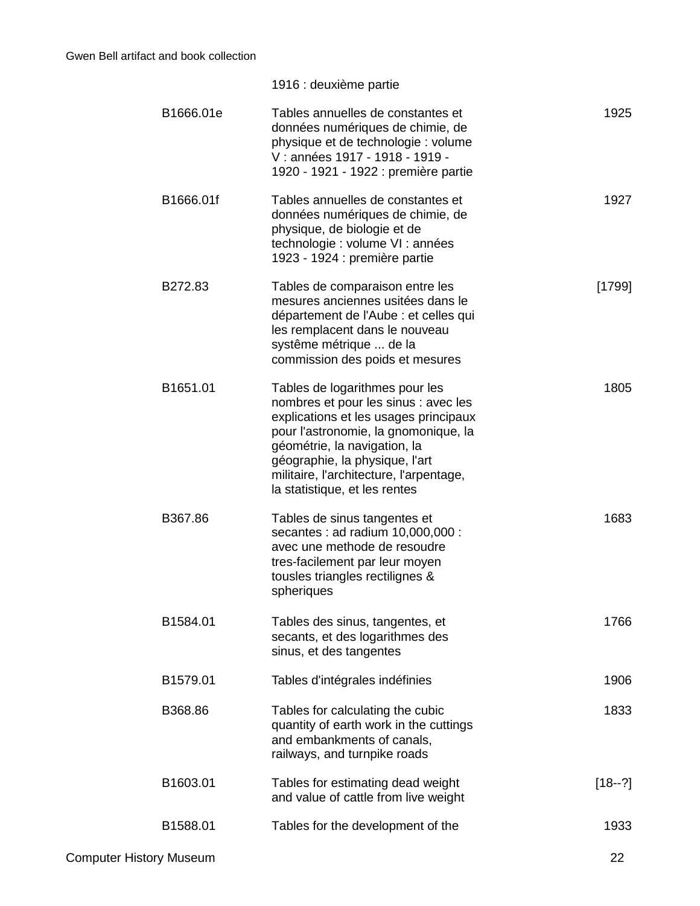| | | |
|---|---|---|
| | 1916 : deuxième partie | |
| B1666.01e | Tables annuelles de constantes et données numériques de chimie, de physique et de technologie : volume V : années 1917 - 1918 - 1919 - 1920 - 1921 - 1922 : première partie | 1925 |
| B1666.01f | Tables annuelles de constantes et données numériques de chimie, de physique, de biologie et de technologie : volume VI : années 1923 - 1924 : première partie | 1927 |
| B272.83 | Tables de comparaison entre les mesures anciennes usitées dans le département de l'Aube : et celles qui les remplacent dans le nouveau systême métrique ... de la commission des poids et mesures | [1799] |
| B1651.01 | Tables de logarithmes pour les nombres et pour les sinus : avec les explications et les usages principaux pour l'astronomie, la gnomonique, la géométrie, la navigation, la géographie, la physique, l'art militaire, l'architecture, l'arpentage, la statistique, et les rentes | 1805 |
| B367.86 | Tables de sinus tangentes et secantes : ad radium 10,000,000 : avec une methode de resoudre tres-facilement par leur moyen tousles triangles rectilignes & spheriques | 1683 |
| B1584.01 | Tables des sinus, tangentes, et secants, et des logarithmes des sinus, et des tangentes | 1766 |
| B1579.01 | Tables d'intégrales indéfinies | 1906 |
| B368.86 | Tables for calculating the cubic quantity of earth work in the cuttings and embankments of canals, railways, and turnpike roads | 1833 |
| B1603.01 | Tables for estimating dead weight and value of cattle from live weight | [18--?] |
| B1588.01 | Tables for the development of the | 1933 |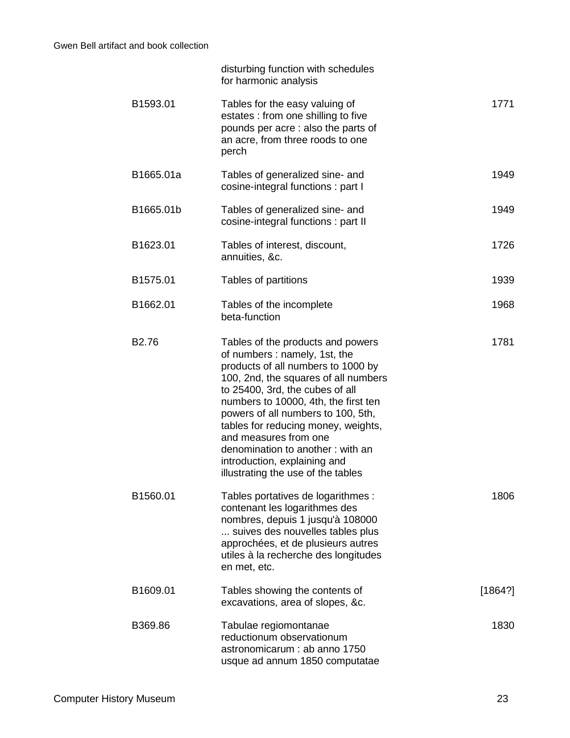| | | |
|---|---|---|
| | disturbing function with schedules for harmonic analysis | |
| B1593.01 | Tables for the easy valuing of estates : from one shilling to five pounds per acre : also the parts of an acre, from three roods to one perch | 1771 |
| B1665.01a | Tables of generalized sine- and cosine-integral functions : part I | 1949 |
| B1665.01b | Tables of generalized sine- and cosine-integral functions : part II | 1949 |
| B1623.01 | Tables of interest, discount, annuities, &c. | 1726 |
| B1575.01 | Tables of partitions | 1939 |
| B1662.01 | Tables of the incomplete beta-function | 1968 |
| B2.76 | Tables of the products and powers of numbers : namely, 1st, the products of all numbers to 1000 by 100, 2nd, the squares of all numbers to 25400, 3rd, the cubes of all numbers to 10000, 4th, the first ten powers of all numbers to 100, 5th, tables for reducing money, weights, and measures from one denomination to another : with an introduction, explaining and illustrating the use of the tables | 1781 |
| B1560.01 | Tables portatives de logarithmes : contenant les logarithmes des nombres, depuis 1 jusqu'à 108000 ... suives des nouvelles tables plus approchées, et de plusieurs autres utiles à la recherche des longitudes en met, etc. | 1806 |
| B1609.01 | Tables showing the contents of excavations, area of slopes, &c. | [1864?] |
| B369.86 | Tabulae regiomontanae reductionum observationum astronomicarum : ab anno 1750 usque ad annum 1850 computatae | 1830 |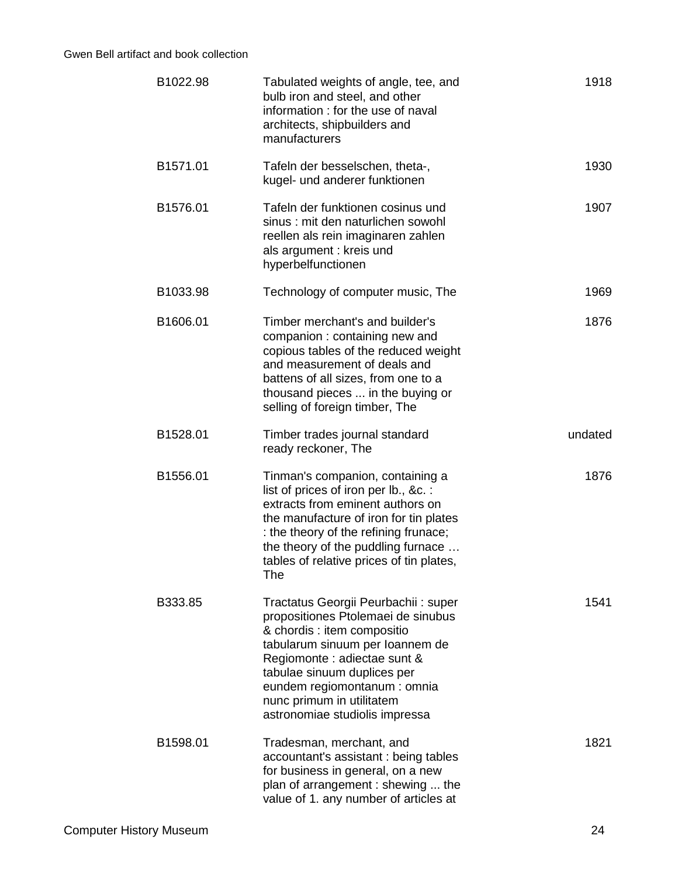| | | |
|---|---|---|
| B1022.98 | Tabulated weights of angle, tee, and bulb iron and steel, and other information : for the use of naval architects, shipbuilders and manufacturers | 1918 |
| B1571.01 | Tafeln der besselschen, theta-, kugel- und anderer funktionen | 1930 |
| B1576.01 | Tafeln der funktionen cosinus und sinus : mit den naturlichen sowohl reellen als rein imaginaren zahlen als argument : kreis und hyperbelfunctionen | 1907 |
| B1033.98 | Technology of computer music, The | 1969 |
| B1606.01 | Timber merchant's and builder's companion : containing new and copious tables of the reduced weight and measurement of deals and battens of all sizes, from one to a thousand pieces ... in the buying or selling of foreign timber, The | 1876 |
| B1528.01 | Timber trades journal standard ready reckoner, The | undated |
| B1556.01 | Tinman's companion, containing a list of prices of iron per lb., &c. : extracts from eminent authors on the manufacture of iron for tin plates : the theory of the refining frunace; the theory of the puddling furnace … tables of relative prices of tin plates, The | 1876 |
| B333.85 | Tractatus Georgii Peurbachii : super propositiones Ptolemaei de sinubus & chordis : item compositio tabularum sinuum per Ioannem de Regiomonte : adiectae sunt & tabulae sinuum duplices per eundem regiomontanum : omnia nunc primum in utilitatem astronomiae studiolis impressa | 1541 |
| B1598.01 | Tradesman, merchant, and accountant's assistant : being tables for business in general, on a new plan of arrangement : shewing ... the value of 1. any number of articles at | 1821 |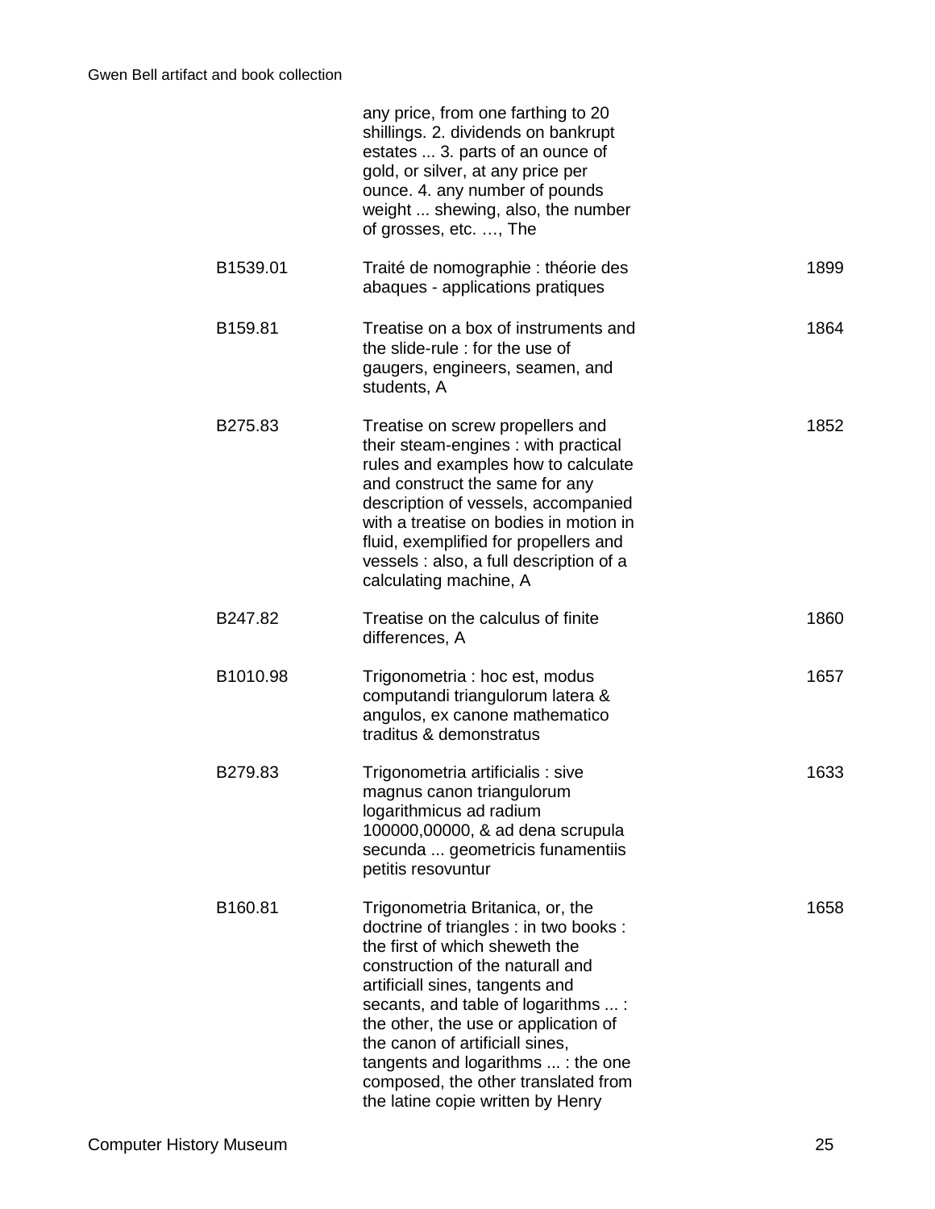| | | |
|---|---|---|
| | any price, from one farthing to 20 shillings. 2. dividends on bankrupt estates ... 3. parts of an ounce of gold, or silver, at any price per ounce. 4. any number of pounds weight ... shewing, also, the number of grosses, etc. …, The | |
| B1539.01 | Traité de nomographie : théorie des abaques - applications pratiques | 1899 |
| B159.81 | Treatise on a box of instruments and the slide-rule : for the use of gaugers, engineers, seamen, and students, A | 1864 |
| B275.83 | Treatise on screw propellers and their steam-engines : with practical rules and examples how to calculate and construct the same for any description of vessels, accompanied with a treatise on bodies in motion in fluid, exemplified for propellers and vessels : also, a full description of a calculating machine, A | 1852 |
| B247.82 | Treatise on the calculus of finite differences, A | 1860 |
| B1010.98 | Trigonometria : hoc est, modus computandi triangulorum latera & angulos, ex canone mathematico traditus & demonstratus | 1657 |
| B279.83 | Trigonometria artificialis : sive magnus canon triangulorum logarithmicus ad radium 100000,00000, & ad dena scrupula secunda ... geometricis funamentiis petitis resovuntur | 1633 |
| B160.81 | Trigonometria Britanica, or, the doctrine of triangles : in two books : the first of which sheweth the construction of the naturall and artificiall sines, tangents and secants, and table of logarithms ... : the other, the use or application of the canon of artificiall sines, tangents and logarithms ... : the one composed, the other translated from the latine copie written by Henry | 1658 |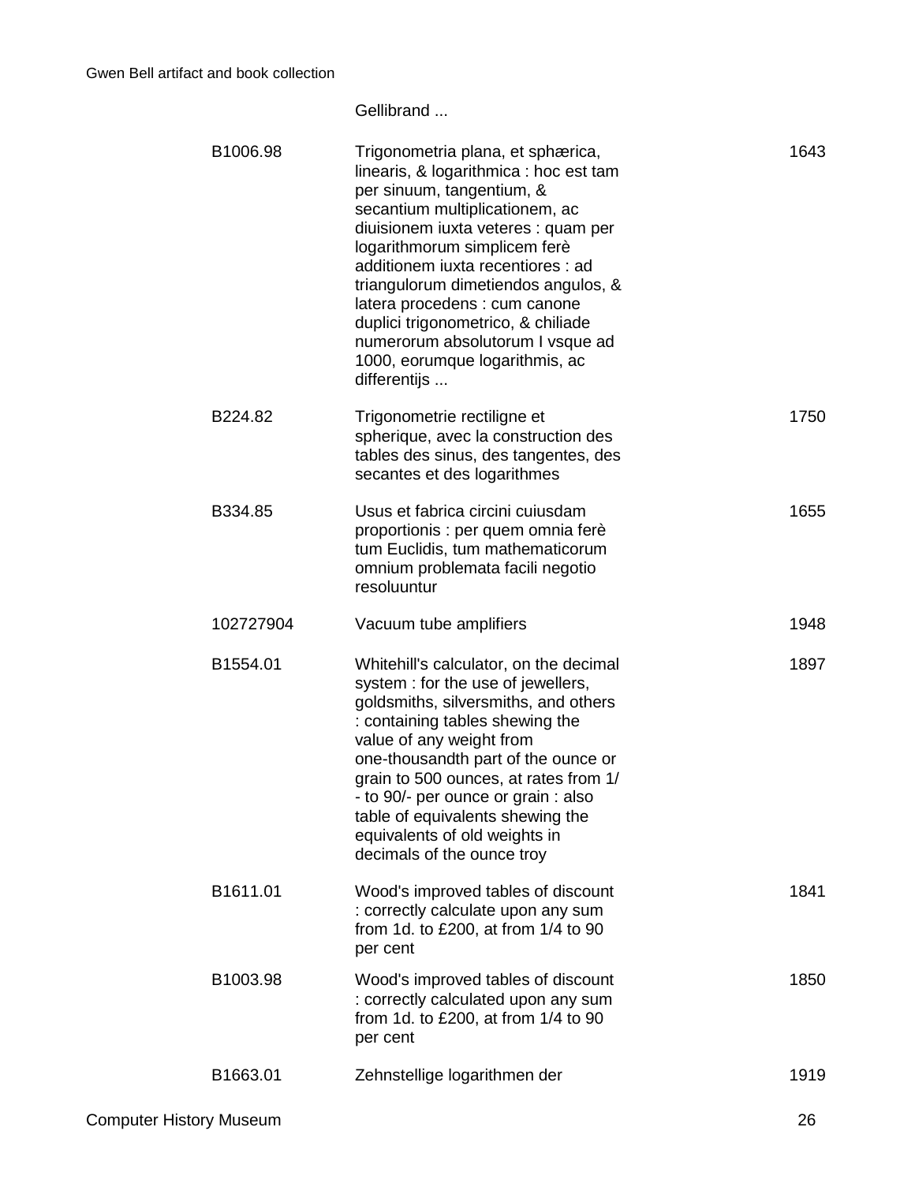| | Gellibrand ... | |
|---|---|---|
| B1006.98 | Trigonometria plana, et sphærica, linearis, & logarithmica : hoc est tam per sinuum, tangentium, & secantium multiplicationem, ac diuisionem iuxta veteres : quam per logarithmorum simplicem ferè additionem iuxta recentiores : ad triangulorum dimetiendos angulos, & latera procedens : cum canone duplici trigonometrico, & chiliade numerorum absolutorum I vsque ad 1000, eorumque logarithmis, ac differentijs ... | 1643 |
| B224.82 | Trigonometrie rectiligne et spherique, avec la construction des tables des sinus, des tangentes, des secantes et des logarithmes | 1750 |
| B334.85 | Usus et fabrica circini cuiusdam proportionis : per quem omnia ferè tum Euclidis, tum mathematicorum omnium problemata facili negotio resoluuntur | 1655 |
| 102727904 | Vacuum tube amplifiers | 1948 |
| B1554.01 | Whitehill's calculator, on the decimal system : for the use of jewellers, goldsmiths, silversmiths, and others : containing tables shewing the value of any weight from one-thousandth part of the ounce or grain to 500 ounces, at rates from 1/- to 90/- per ounce or grain : also table of equivalents shewing the equivalents of old weights in decimals of the ounce troy | 1897 |
| B1611.01 | Wood's improved tables of discount : correctly calculate upon any sum from 1d. to £200, at from 1/4 to 90 per cent | 1841 |
| B1003.98 | Wood's improved tables of discount : correctly calculated upon any sum from 1d. to £200, at from 1/4 to 90 per cent | 1850 |
| B1663.01 | Zehnstellige logarithmen der | 1919 |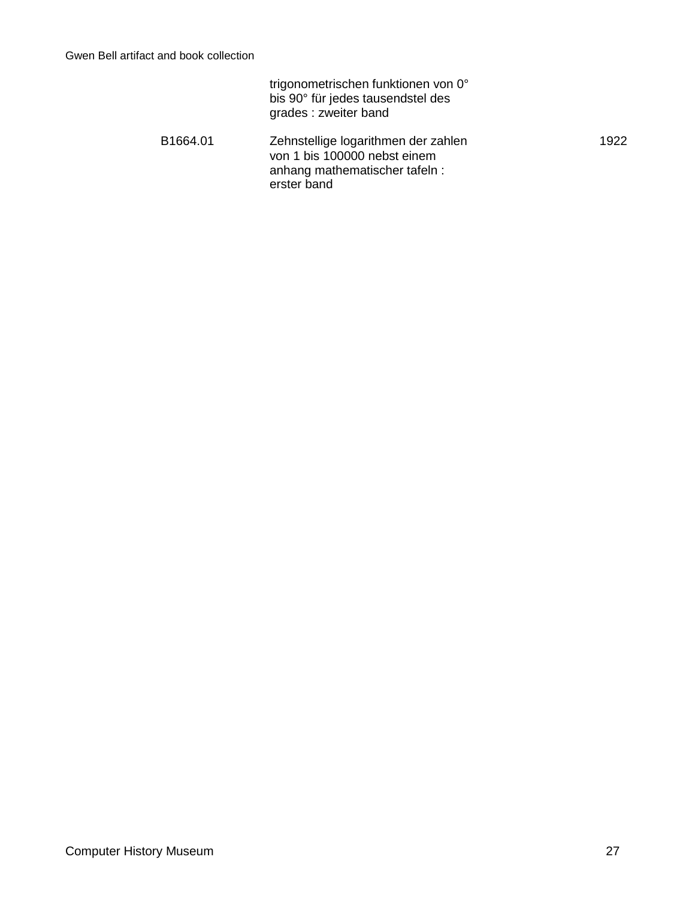| | | |
|---|---|---|
| | trigonometrischen funktionen von 0° bis 90° für jedes tausendstel des grades : zweiter band | |
| B1664.01 | Zehnstellige logarithmen der zahlen von 1 bis 100000 nebst einem anhang mathematischer tafeln : erster band | 1922 |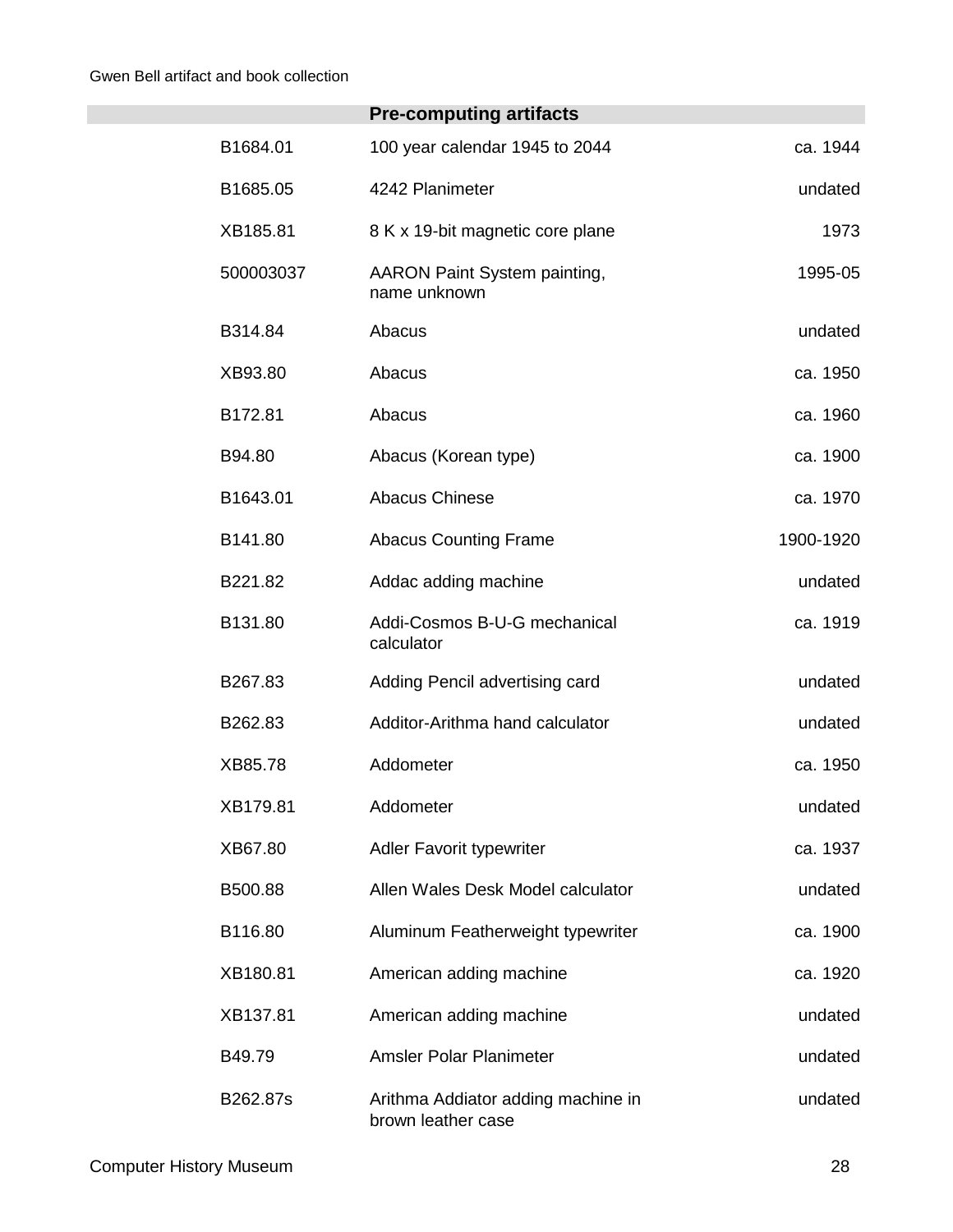## Pre-computing artifacts

| | | |
|---|---|---|
| B1684.01 | 100 year calendar 1945 to 2044 | ca. 1944 |
| B1685.05 | 4242 Planimeter | undated |
| XB185.81 | 8 K x 19-bit magnetic core plane | 1973 |
| 500003037 | AARON Paint System painting, name unknown | 1995-05 |
| B314.84 | Abacus | undated |
| XB93.80 | Abacus | ca. 1950 |
| B172.81 | Abacus | ca. 1960 |
| B94.80 | Abacus (Korean type) | ca. 1900 |
| B1643.01 | Abacus Chinese | ca. 1970 |
| B141.80 | Abacus Counting Frame | 1900-1920 |
| B221.82 | Addac adding machine | undated |
| B131.80 | Addi-Cosmos B-U-G mechanical calculator | ca. 1919 |
| B267.83 | Adding Pencil advertising card | undated |
| B262.83 | Additor-Arithma hand calculator | undated |
| XB85.78 | Addometer | ca. 1950 |
| XB179.81 | Addometer | undated |
| XB67.80 | Adler Favorit typewriter | ca. 1937 |
| B500.88 | Allen Wales Desk Model calculator | undated |
| B116.80 | Aluminum Featherweight typewriter | ca. 1900 |
| XB180.81 | American adding machine | ca. 1920 |
| XB137.81 | American adding machine | undated |
| B49.79 | Amsler Polar Planimeter | undated |
| B262.87s | Arithma Addiator adding machine in brown leather case | undated |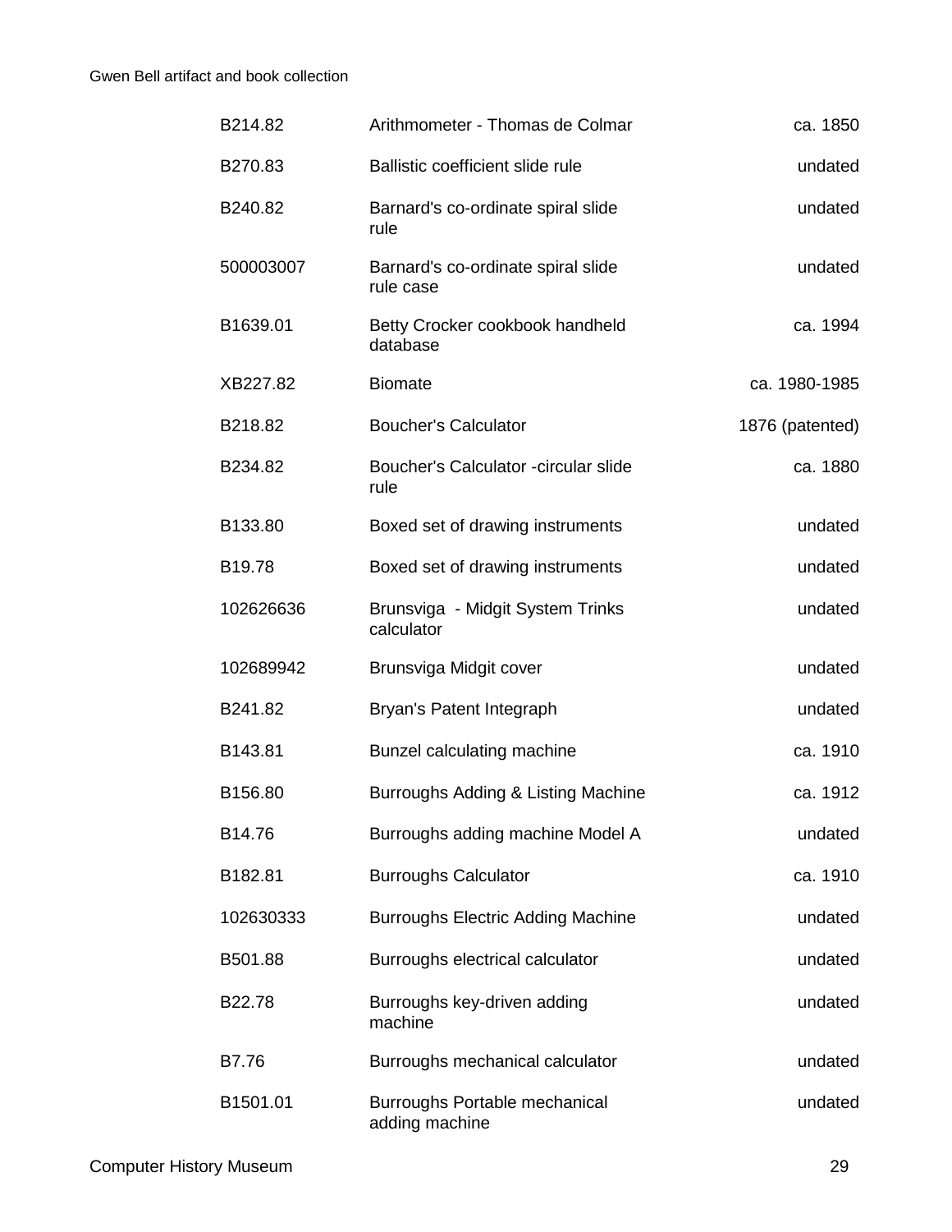| | | |
|---|---|---|
| B214.82 | Arithmometer - Thomas de Colmar | ca. 1850 |
| B270.83 | Ballistic coefficient slide rule | undated |
| B240.82 | Barnard's co-ordinate spiral slide rule | undated |
| 500003007 | Barnard's co-ordinate spiral slide rule case | undated |
| B1639.01 | Betty Crocker cookbook handheld database | ca. 1994 |
| XB227.82 | Biomate | ca. 1980-1985 |
| B218.82 | Boucher's Calculator | 1876 (patented) |
| B234.82 | Boucher's Calculator -circular slide rule | ca. 1880 |
| B133.80 | Boxed set of drawing instruments | undated |
| B19.78 | Boxed set of drawing instruments | undated |
| 102626636 | Brunsviga - Midgit System Trinks calculator | undated |
| 102689942 | Brunsviga Midgit cover | undated |
| B241.82 | Bryan's Patent Integraph | undated |
| B143.81 | Bunzel calculating machine | ca. 1910 |
| B156.80 | Burroughs Adding & Listing Machine | ca. 1912 |
| B14.76 | Burroughs adding machine Model A | undated |
| B182.81 | Burroughs Calculator | ca. 1910 |
| 102630333 | Burroughs Electric Adding Machine | undated |
| B501.88 | Burroughs electrical calculator | undated |
| B22.78 | Burroughs key-driven adding machine | undated |
| B7.76 | Burroughs mechanical calculator | undated |
| B1501.01 | Burroughs Portable mechanical adding machine | undated |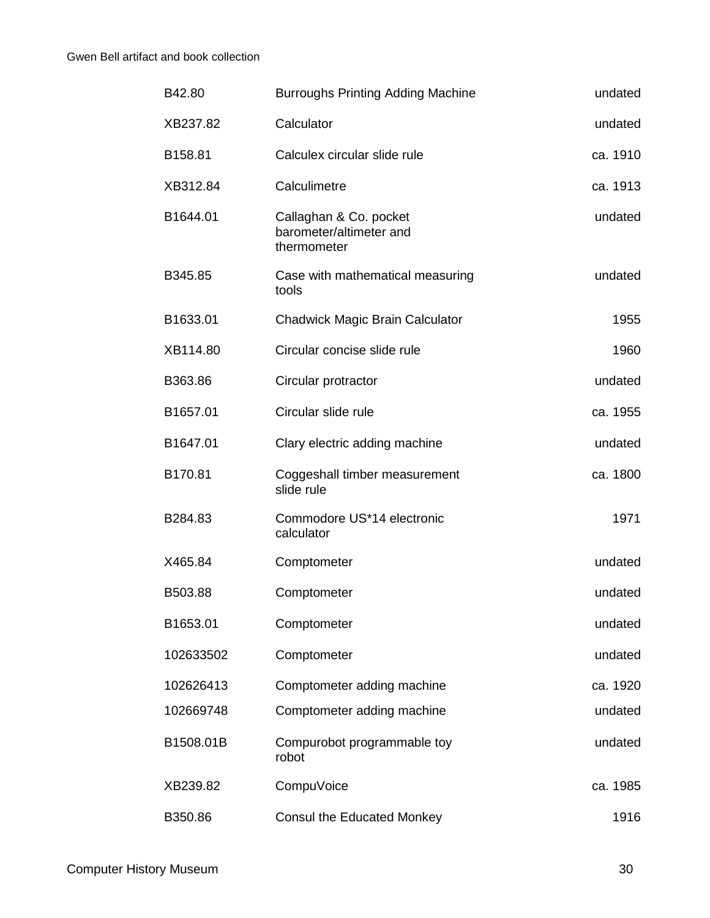| | | |
|---|---|---|
| B42.80 | Burroughs Printing Adding Machine | undated |
| XB237.82 | Calculator | undated |
| B158.81 | Calculex circular slide rule | ca. 1910 |
| XB312.84 | Calculimetre | ca. 1913 |
| B1644.01 | Callaghan & Co. pocket barometer/altimeter and thermometer | undated |
| B345.85 | Case with mathematical measuring tools | undated |
| B1633.01 | Chadwick Magic Brain Calculator | 1955 |
| XB114.80 | Circular concise slide rule | 1960 |
| B363.86 | Circular protractor | undated |
| B1657.01 | Circular slide rule | ca. 1955 |
| B1647.01 | Clary electric adding machine | undated |
| B170.81 | Coggeshall timber measurement slide rule | ca. 1800 |
| B284.83 | Commodore US*14 electronic calculator | 1971 |
| X465.84 | Comptometer | undated |
| B503.88 | Comptometer | undated |
| B1653.01 | Comptometer | undated |
| 102633502 | Comptometer | undated |
| 102626413 | Comptometer adding machine | ca. 1920 |
| 102669748 | Comptometer adding machine | undated |
| B1508.01B | Compurobot programmable toy robot | undated |
| XB239.82 | CompuVoice | ca. 1985 |
| B350.86 | Consul the Educated Monkey | 1916 |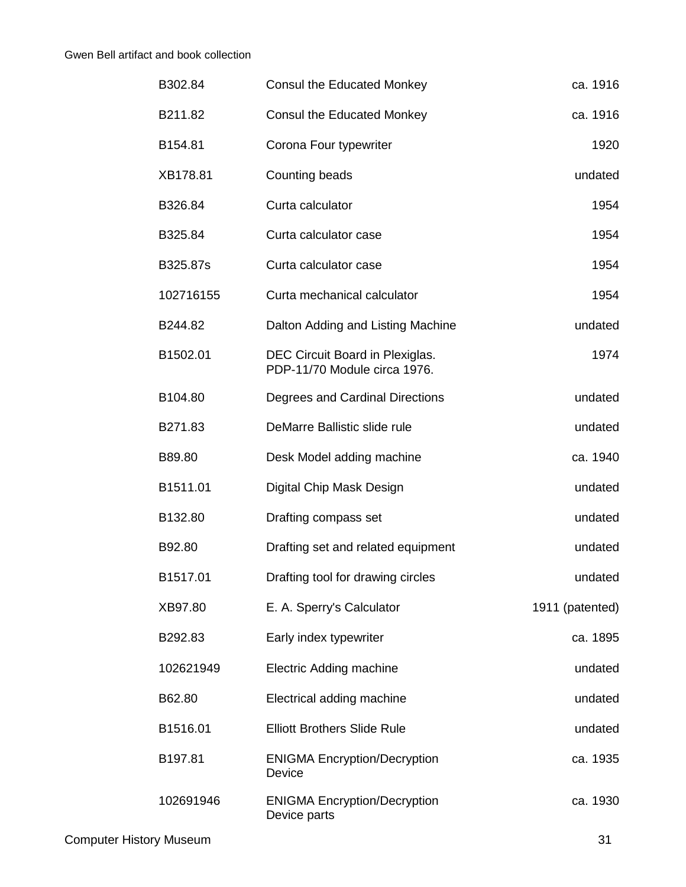| | | |
|---|---|---|
| B302.84 | Consul the Educated Monkey | ca. 1916 |
| B211.82 | Consul the Educated Monkey | ca. 1916 |
| B154.81 | Corona Four typewriter | 1920 |
| XB178.81 | Counting beads | undated |
| B326.84 | Curta calculator | 1954 |
| B325.84 | Curta calculator case | 1954 |
| B325.87s | Curta calculator case | 1954 |
| 102716155 | Curta mechanical calculator | 1954 |
| B244.82 | Dalton Adding and Listing Machine | undated |
| B1502.01 | DEC Circuit Board in Plexiglas. PDP-11/70 Module circa 1976. | 1974 |
| B104.80 | Degrees and Cardinal Directions | undated |
| B271.83 | DeMarre Ballistic slide rule | undated |
| B89.80 | Desk Model adding machine | ca. 1940 |
| B1511.01 | Digital Chip Mask Design | undated |
| B132.80 | Drafting compass set | undated |
| B92.80 | Drafting set and related equipment | undated |
| B1517.01 | Drafting tool for drawing circles | undated |
| XB97.80 | E. A. Sperry's Calculator | 1911 (patented) |
| B292.83 | Early index typewriter | ca. 1895 |
| 102621949 | Electric Adding machine | undated |
| B62.80 | Electrical adding machine | undated |
| B1516.01 | Elliott Brothers Slide Rule | undated |
| B197.81 | ENIGMA Encryption/Decryption Device | ca. 1935 |
| 102691946 | ENIGMA Encryption/Decryption Device parts | ca. 1930 |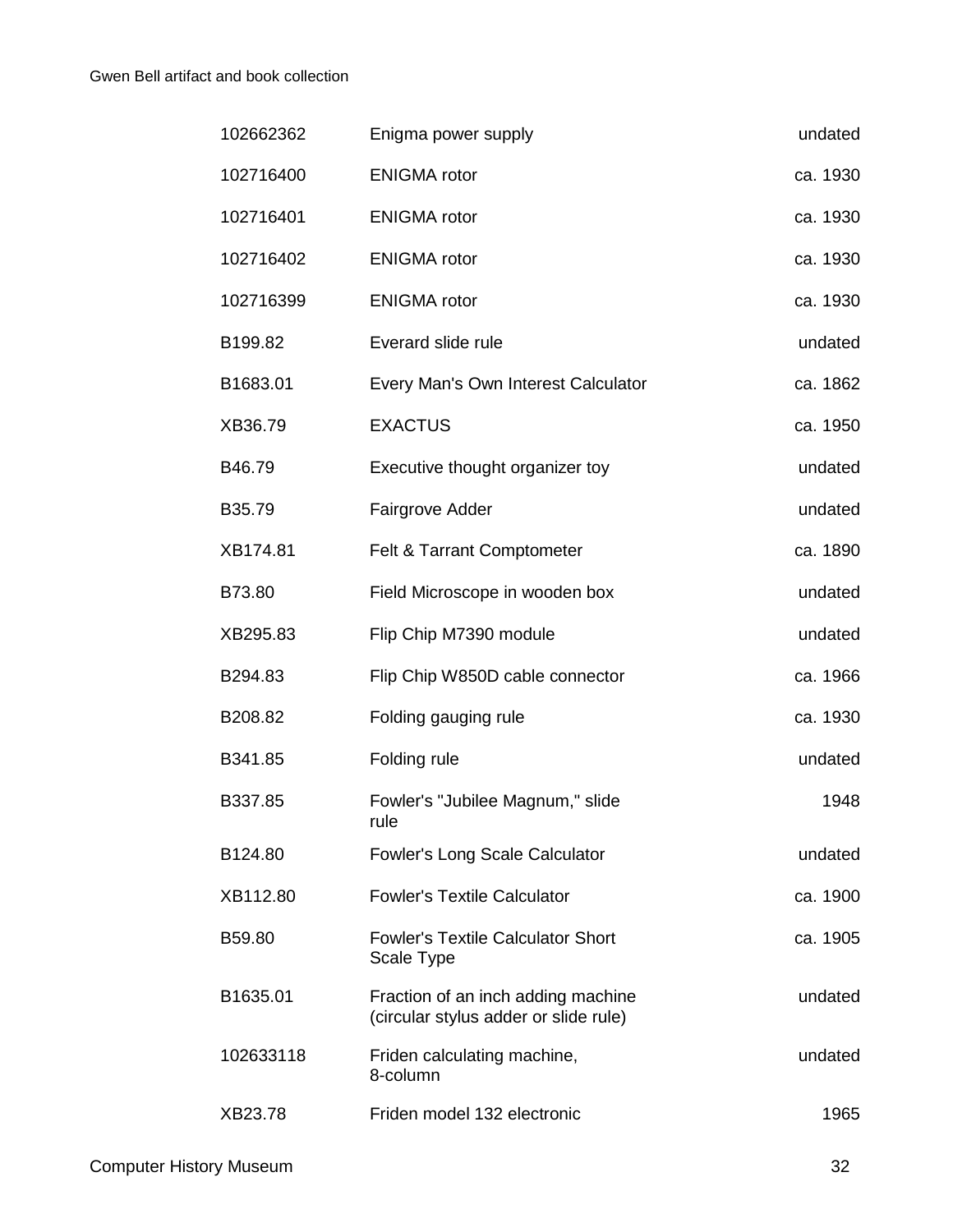| | | |
|---|---|---|
| 102662362 | Enigma power supply | undated |
| 102716400 | ENIGMA rotor | ca. 1930 |
| 102716401 | ENIGMA rotor | ca. 1930 |
| 102716402 | ENIGMA rotor | ca. 1930 |
| 102716399 | ENIGMA rotor | ca. 1930 |
| B199.82 | Everard slide rule | undated |
| B1683.01 | Every Man's Own Interest Calculator | ca. 1862 |
| XB36.79 | EXACTUS | ca. 1950 |
| B46.79 | Executive thought organizer toy | undated |
| B35.79 | Fairgrove Adder | undated |
| XB174.81 | Felt & Tarrant Comptometer | ca. 1890 |
| B73.80 | Field Microscope in wooden box | undated |
| XB295.83 | Flip Chip M7390 module | undated |
| B294.83 | Flip Chip W850D cable connector | ca. 1966 |
| B208.82 | Folding gauging rule | ca. 1930 |
| B341.85 | Folding rule | undated |
| B337.85 | Fowler's "Jubilee Magnum," slide rule | 1948 |
| B124.80 | Fowler's Long Scale Calculator | undated |
| XB112.80 | Fowler's Textile Calculator | ca. 1900 |
| B59.80 | Fowler's Textile Calculator Short Scale Type | ca. 1905 |
| B1635.01 | Fraction of an inch adding machine (circular stylus adder or slide rule) | undated |
| 102633118 | Friden calculating machine, 8-column | undated |
| XB23.78 | Friden model 132 electronic | 1965 |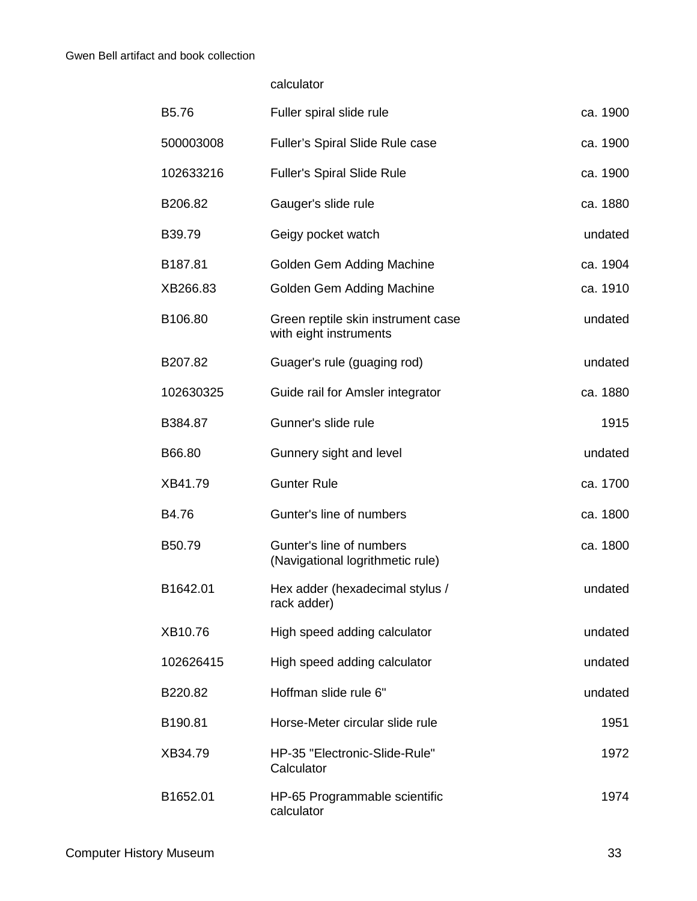| | | |
|---|---|---|
| | calculator | |
| B5.76 | Fuller spiral slide rule | ca. 1900 |
| 500003008 | Fuller’s Spiral Slide Rule case | ca. 1900 |
| 102633216 | Fuller's Spiral Slide Rule | ca. 1900 |
| B206.82 | Gauger's slide rule | ca. 1880 |
| B39.79 | Geigy pocket watch | undated |
| B187.81 | Golden Gem Adding Machine | ca. 1904 |
| XB266.83 | Golden Gem Adding Machine | ca. 1910 |
| B106.80 | Green reptile skin instrument case with eight instruments | undated |
| B207.82 | Guager's rule (guaging rod) | undated |
| 102630325 | Guide rail for Amsler integrator | ca. 1880 |
| B384.87 | Gunner's slide rule | 1915 |
| B66.80 | Gunnery sight and level | undated |
| XB41.79 | Gunter Rule | ca. 1700 |
| B4.76 | Gunter's line of numbers | ca. 1800 |
| B50.79 | Gunter's line of numbers (Navigational logrithmetic rule) | ca. 1800 |
| B1642.01 | Hex adder (hexadecimal stylus / rack adder) | undated |
| XB10.76 | High speed adding calculator | undated |
| 102626415 | High speed adding calculator | undated |
| B220.82 | Hoffman slide rule 6" | undated |
| B190.81 | Horse-Meter circular slide rule | 1951 |
| XB34.79 | HP-35 "Electronic-Slide-Rule" Calculator | 1972 |
| B1652.01 | HP-65 Programmable scientific calculator | 1974 |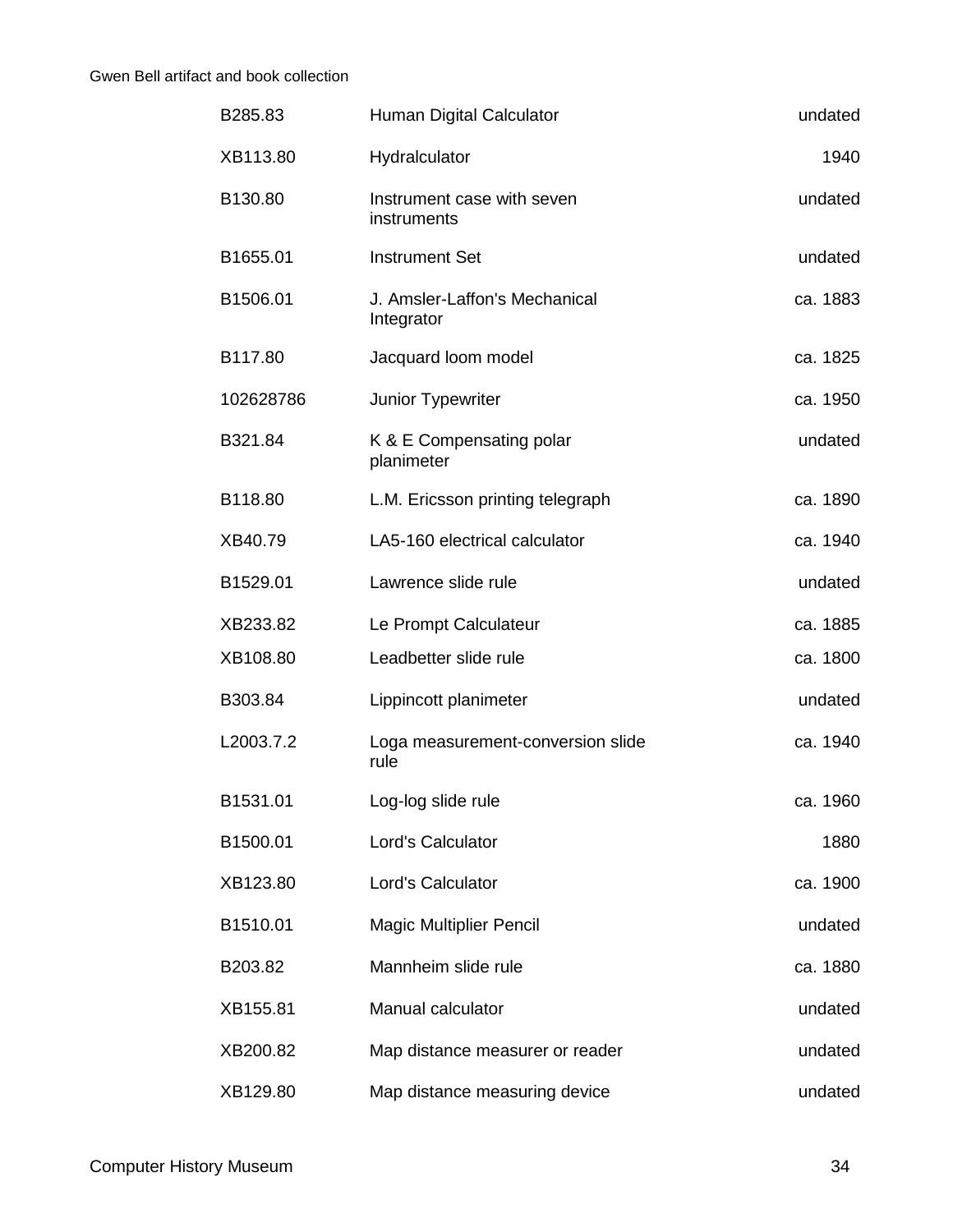| | | |
|---|---|---|
| B285.83 | Human Digital Calculator | undated |
| XB113.80 | Hydralculator | 1940 |
| B130.80 | Instrument case with seven instruments | undated |
| B1655.01 | Instrument Set | undated |
| B1506.01 | J. Amsler-Laffon's Mechanical Integrator | ca. 1883 |
| B117.80 | Jacquard loom model | ca. 1825 |
| 102628786 | Junior Typewriter | ca. 1950 |
| B321.84 | K & E Compensating polar planimeter | undated |
| B118.80 | L.M. Ericsson printing telegraph | ca. 1890 |
| XB40.79 | LA5-160 electrical calculator | ca. 1940 |
| B1529.01 | Lawrence slide rule | undated |
| XB233.82 | Le Prompt Calculateur | ca. 1885 |
| XB108.80 | Leadbetter slide rule | ca. 1800 |
| B303.84 | Lippincott planimeter | undated |
| L2003.7.2 | Loga measurement-conversion slide rule | ca. 1940 |
| B1531.01 | Log-log slide rule | ca. 1960 |
| B1500.01 | Lord's Calculator | 1880 |
| XB123.80 | Lord's Calculator | ca. 1900 |
| B1510.01 | Magic Multiplier Pencil | undated |
| B203.82 | Mannheim slide rule | ca. 1880 |
| XB155.81 | Manual calculator | undated |
| XB200.82 | Map distance measurer or reader | undated |
| XB129.80 | Map distance measuring device | undated |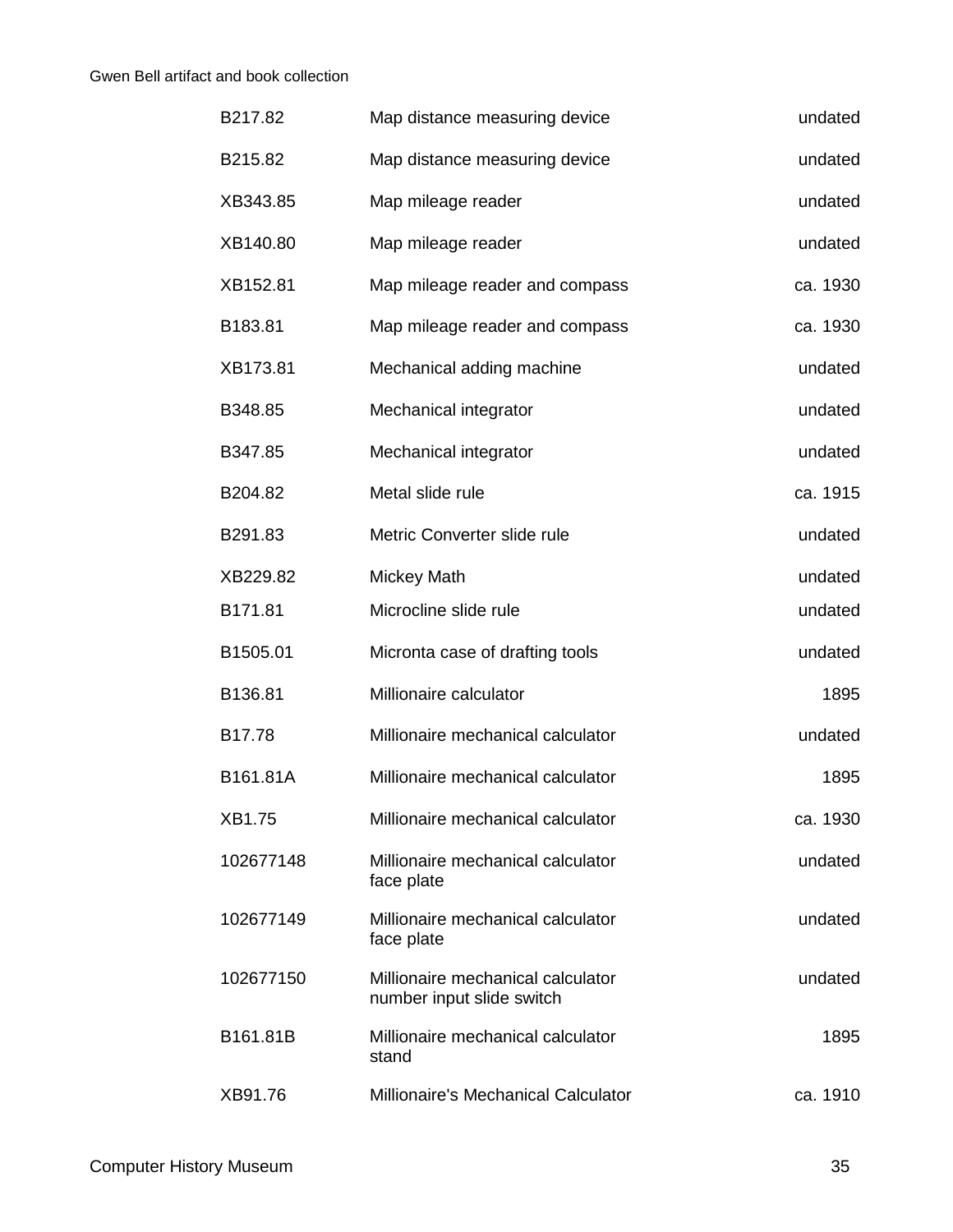| | | |
|---|---|---|
| B217.82 | Map distance measuring device | undated |
| B215.82 | Map distance measuring device | undated |
| XB343.85 | Map mileage reader | undated |
| XB140.80 | Map mileage reader | undated |
| XB152.81 | Map mileage reader and compass | ca. 1930 |
| B183.81 | Map mileage reader and compass | ca. 1930 |
| XB173.81 | Mechanical adding machine | undated |
| B348.85 | Mechanical integrator | undated |
| B347.85 | Mechanical integrator | undated |
| B204.82 | Metal slide rule | ca. 1915 |
| B291.83 | Metric Converter slide rule | undated |
| XB229.82 | Mickey Math | undated |
| B171.81 | Microcline slide rule | undated |
| B1505.01 | Micronta case of drafting tools | undated |
| B136.81 | Millionaire calculator | 1895 |
| B17.78 | Millionaire mechanical calculator | undated |
| B161.81A | Millionaire mechanical calculator | 1895 |
| XB1.75 | Millionaire mechanical calculator | ca. 1930 |
| 102677148 | Millionaire mechanical calculator face plate | undated |
| 102677149 | Millionaire mechanical calculator face plate | undated |
| 102677150 | Millionaire mechanical calculator number input slide switch | undated |
| B161.81B | Millionaire mechanical calculator stand | 1895 |
| XB91.76 | Millionaire's Mechanical Calculator | ca. 1910 |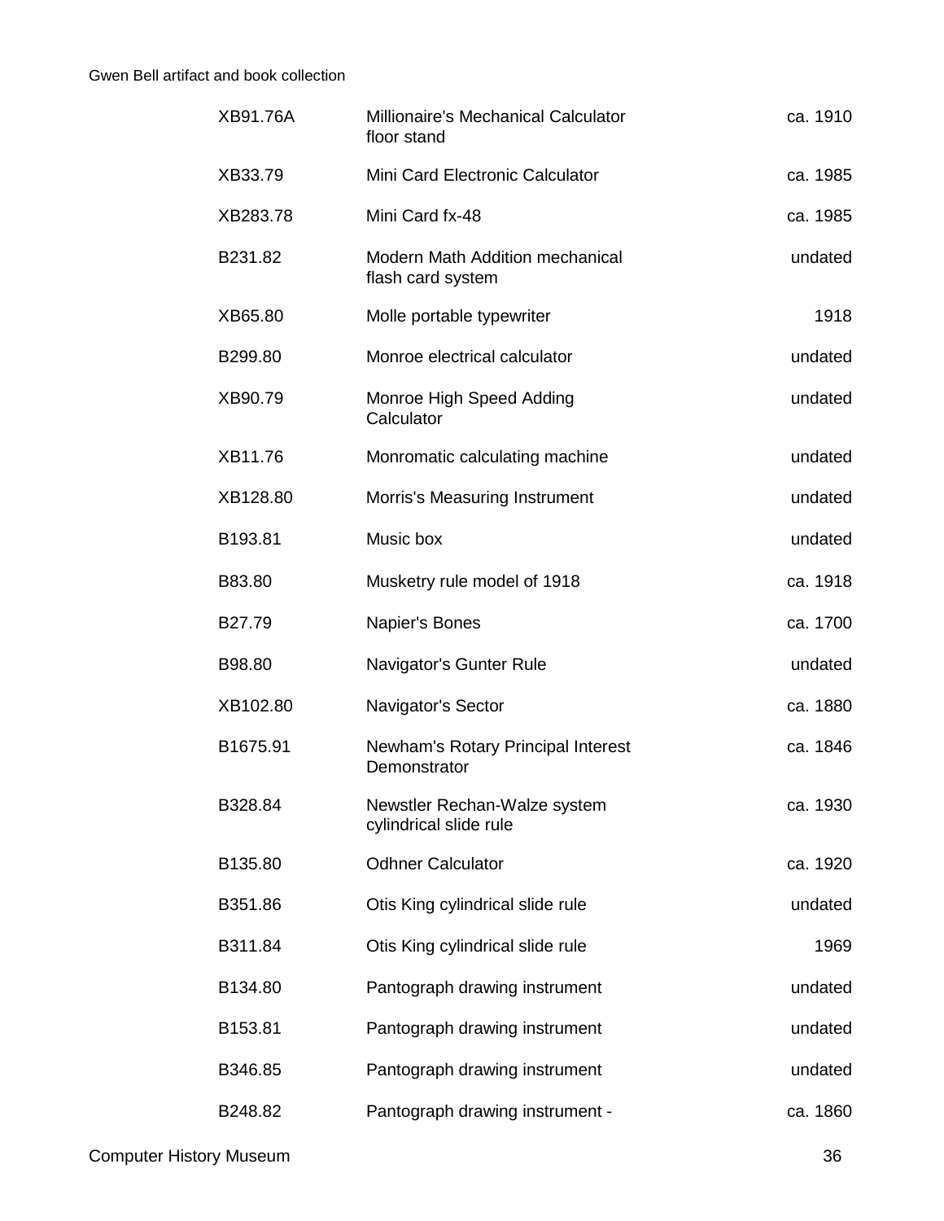| | | |
|---|---|---|
| XB91.76A | Millionaire's Mechanical Calculator floor stand | ca. 1910 |
| XB33.79 | Mini Card Electronic Calculator | ca. 1985 |
| XB283.78 | Mini Card fx-48 | ca. 1985 |
| B231.82 | Modern Math Addition mechanical flash card system | undated |
| XB65.80 | Molle portable typewriter | 1918 |
| B299.80 | Monroe electrical calculator | undated |
| XB90.79 | Monroe High Speed Adding Calculator | undated |
| XB11.76 | Monromatic calculating machine | undated |
| XB128.80 | Morris's Measuring Instrument | undated |
| B193.81 | Music box | undated |
| B83.80 | Musketry rule model of 1918 | ca. 1918 |
| B27.79 | Napier's Bones | ca. 1700 |
| B98.80 | Navigator's Gunter Rule | undated |
| XB102.80 | Navigator's Sector | ca. 1880 |
| B1675.91 | Newham's Rotary Principal Interest Demonstrator | ca. 1846 |
| B328.84 | Newstler Rechan-Walze system cylindrical slide rule | ca. 1930 |
| B135.80 | Odhner Calculator | ca. 1920 |
| B351.86 | Otis King cylindrical slide rule | undated |
| B311.84 | Otis King cylindrical slide rule | 1969 |
| B134.80 | Pantograph drawing instrument | undated |
| B153.81 | Pantograph drawing instrument | undated |
| B346.85 | Pantograph drawing instrument | undated |
| B248.82 | Pantograph drawing instrument - | ca. 1860 |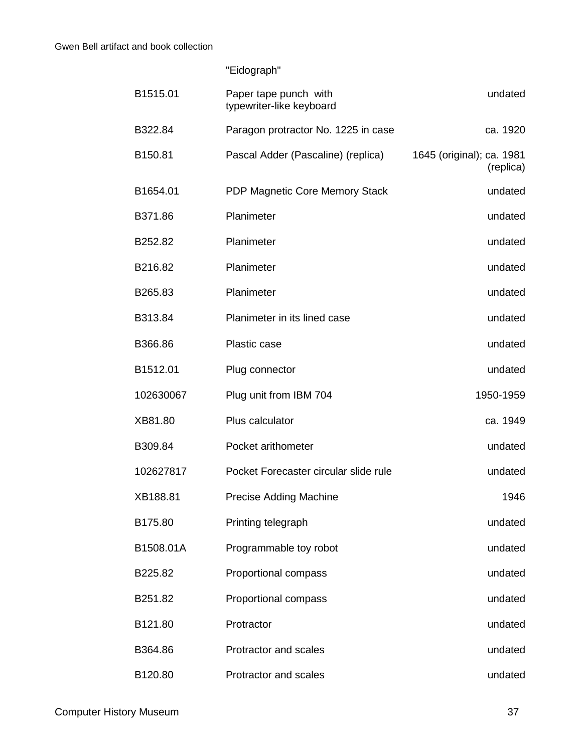| | | |
|---|---|---|
| | "Eidograph" | |
| B1515.01 | Paper tape punch with typewriter-like keyboard | undated |
| B322.84 | Paragon protractor No. 1225 in case | ca. 1920 |
| B150.81 | Pascal Adder (Pascaline) (replica) | 1645 (original); ca. 1981 (replica) |
| B1654.01 | PDP Magnetic Core Memory Stack | undated |
| B371.86 | Planimeter | undated |
| B252.82 | Planimeter | undated |
| B216.82 | Planimeter | undated |
| B265.83 | Planimeter | undated |
| B313.84 | Planimeter in its lined case | undated |
| B366.86 | Plastic case | undated |
| B1512.01 | Plug connector | undated |
| 102630067 | Plug unit from IBM 704 | 1950-1959 |
| XB81.80 | Plus calculator | ca. 1949 |
| B309.84 | Pocket arithometer | undated |
| 102627817 | Pocket Forecaster circular slide rule | undated |
| XB188.81 | Precise Adding Machine | 1946 |
| B175.80 | Printing telegraph | undated |
| B1508.01A | Programmable toy robot | undated |
| B225.82 | Proportional compass | undated |
| B251.82 | Proportional compass | undated |
| B121.80 | Protractor | undated |
| B364.86 | Protractor and scales | undated |
| B120.80 | Protractor and scales | undated |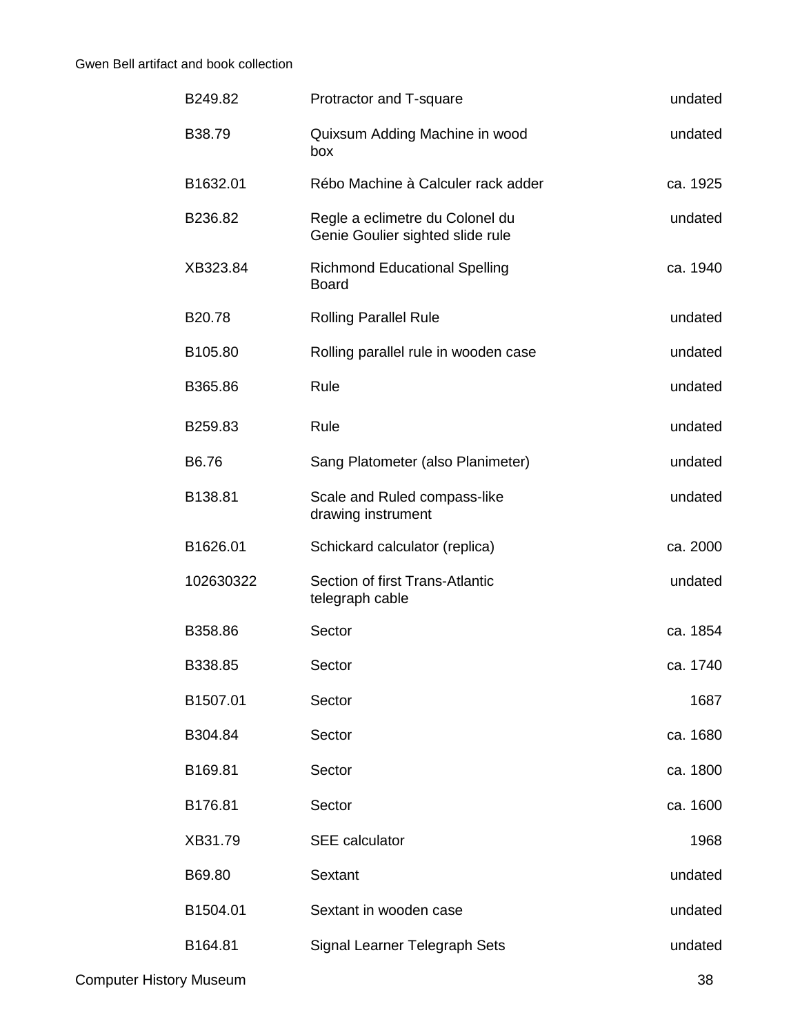| | | |
|---|---|---|
| B249.82 | Protractor and T-square | undated |
| B38.79 | Quixsum Adding Machine in wood box | undated |
| B1632.01 | Rébo Machine à Calculer rack adder | ca. 1925 |
| B236.82 | Regle a eclimetre du Colonel du Genie Goulier sighted slide rule | undated |
| XB323.84 | Richmond Educational Spelling Board | ca. 1940 |
| B20.78 | Rolling Parallel Rule | undated |
| B105.80 | Rolling parallel rule in wooden case | undated |
| B365.86 | Rule | undated |
| B259.83 | Rule | undated |
| B6.76 | Sang Platometer (also Planimeter) | undated |
| B138.81 | Scale and Ruled compass-like drawing instrument | undated |
| B1626.01 | Schickard calculator (replica) | ca. 2000 |
| 102630322 | Section of first Trans-Atlantic telegraph cable | undated |
| B358.86 | Sector | ca. 1854 |
| B338.85 | Sector | ca. 1740 |
| B1507.01 | Sector | 1687 |
| B304.84 | Sector | ca. 1680 |
| B169.81 | Sector | ca. 1800 |
| B176.81 | Sector | ca. 1600 |
| XB31.79 | SEE calculator | 1968 |
| B69.80 | Sextant | undated |
| B1504.01 | Sextant in wooden case | undated |
| B164.81 | Signal Learner Telegraph Sets | undated |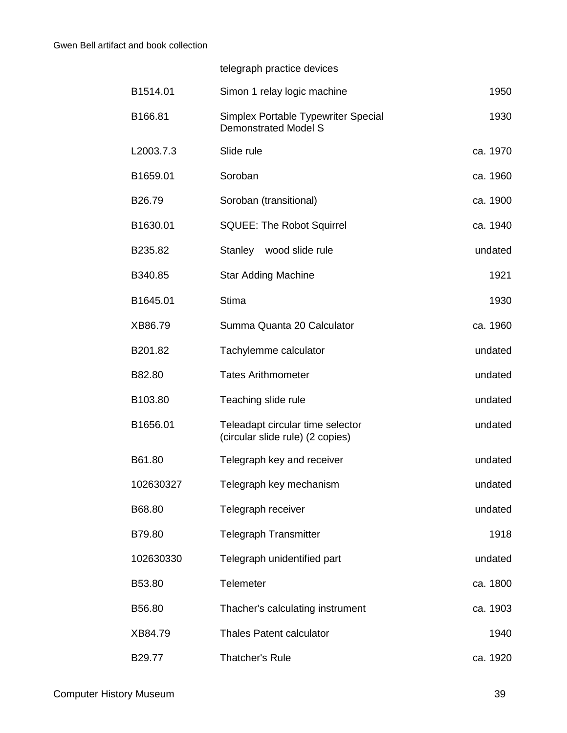| | | |
|---|---|---|
| | telegraph practice devices | |
| B1514.01 | Simon 1 relay logic machine | 1950 |
| B166.81 | Simplex Portable Typewriter Special Demonstrated Model S | 1930 |
| L2003.7.3 | Slide rule | ca. 1970 |
| B1659.01 | Soroban | ca. 1960 |
| B26.79 | Soroban (transitional) | ca. 1900 |
| B1630.01 | SQUEE: The Robot Squirrel | ca. 1940 |
| B235.82 | Stanley wood slide rule | undated |
| B340.85 | Star Adding Machine | 1921 |
| B1645.01 | Stima | 1930 |
| XB86.79 | Summa Quanta 20 Calculator | ca. 1960 |
| B201.82 | Tachylemme calculator | undated |
| B82.80 | Tates Arithmometer | undated |
| B103.80 | Teaching slide rule | undated |
| B1656.01 | Teleadapt circular time selector (circular slide rule) (2 copies) | undated |
| B61.80 | Telegraph key and receiver | undated |
| 102630327 | Telegraph key mechanism | undated |
| B68.80 | Telegraph receiver | undated |
| B79.80 | Telegraph Transmitter | 1918 |
| 102630330 | Telegraph unidentified part | undated |
| B53.80 | Telemeter | ca. 1800 |
| B56.80 | Thacher's calculating instrument | ca. 1903 |
| XB84.79 | Thales Patent calculator | 1940 |
| B29.77 | Thatcher's Rule | ca. 1920 |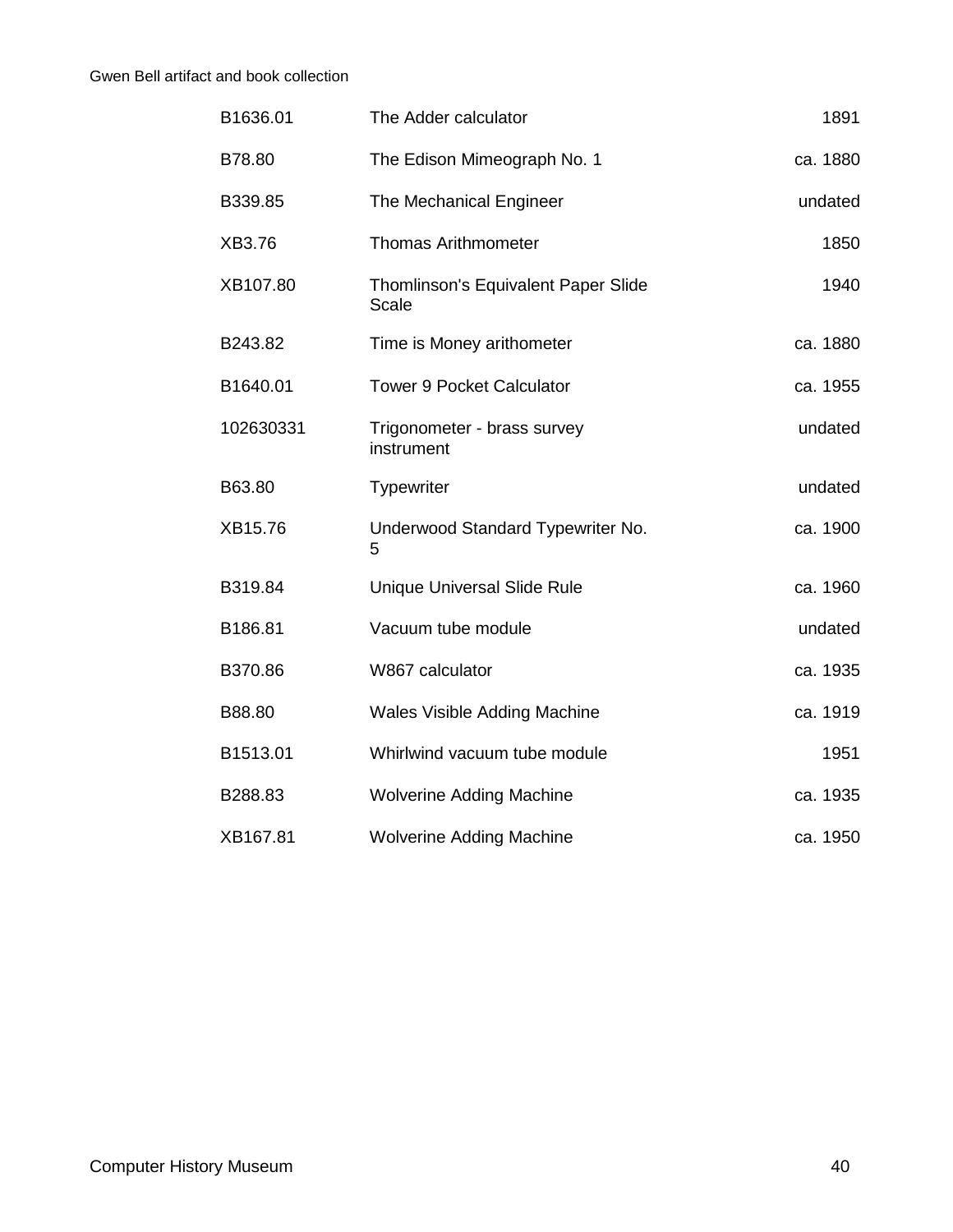| | | |
|---|---|---|
| B1636.01 | The Adder calculator | 1891 |
| B78.80 | The Edison Mimeograph No. 1 | ca. 1880 |
| B339.85 | The Mechanical Engineer | undated |
| XB3.76 | Thomas Arithmometer | 1850 |
| XB107.80 | Thomlinson's Equivalent Paper Slide Scale | 1940 |
| B243.82 | Time is Money arithometer | ca. 1880 |
| B1640.01 | Tower 9 Pocket Calculator | ca. 1955 |
| 102630331 | Trigonometer - brass survey instrument | undated |
| B63.80 | Typewriter | undated |
| XB15.76 | Underwood Standard Typewriter No. 5 | ca. 1900 |
| B319.84 | Unique Universal Slide Rule | ca. 1960 |
| B186.81 | Vacuum tube module | undated |
| B370.86 | W867 calculator | ca. 1935 |
| B88.80 | Wales Visible Adding Machine | ca. 1919 |
| B1513.01 | Whirlwind vacuum tube module | 1951 |
| B288.83 | Wolverine Adding Machine | ca. 1935 |
| XB167.81 | Wolverine Adding Machine | ca. 1950 |